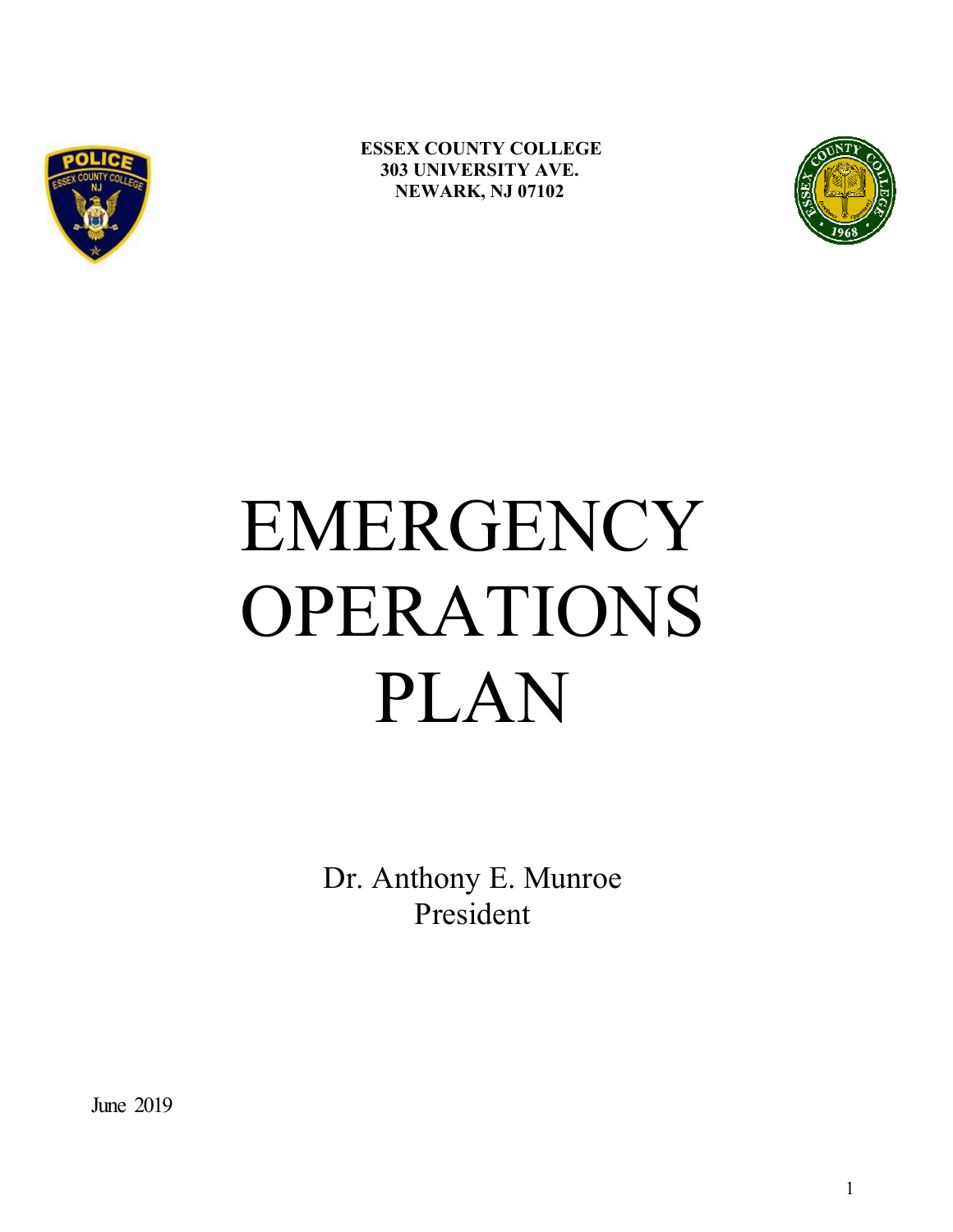**ESSEX COUNTY COLLEGE**
**303 UNIVERSITY AVE.**
**NEWARK, NJ 07102**

# EMERGENCY OPERATIONS PLAN

Dr. Anthony E. Munroe
President

June 2019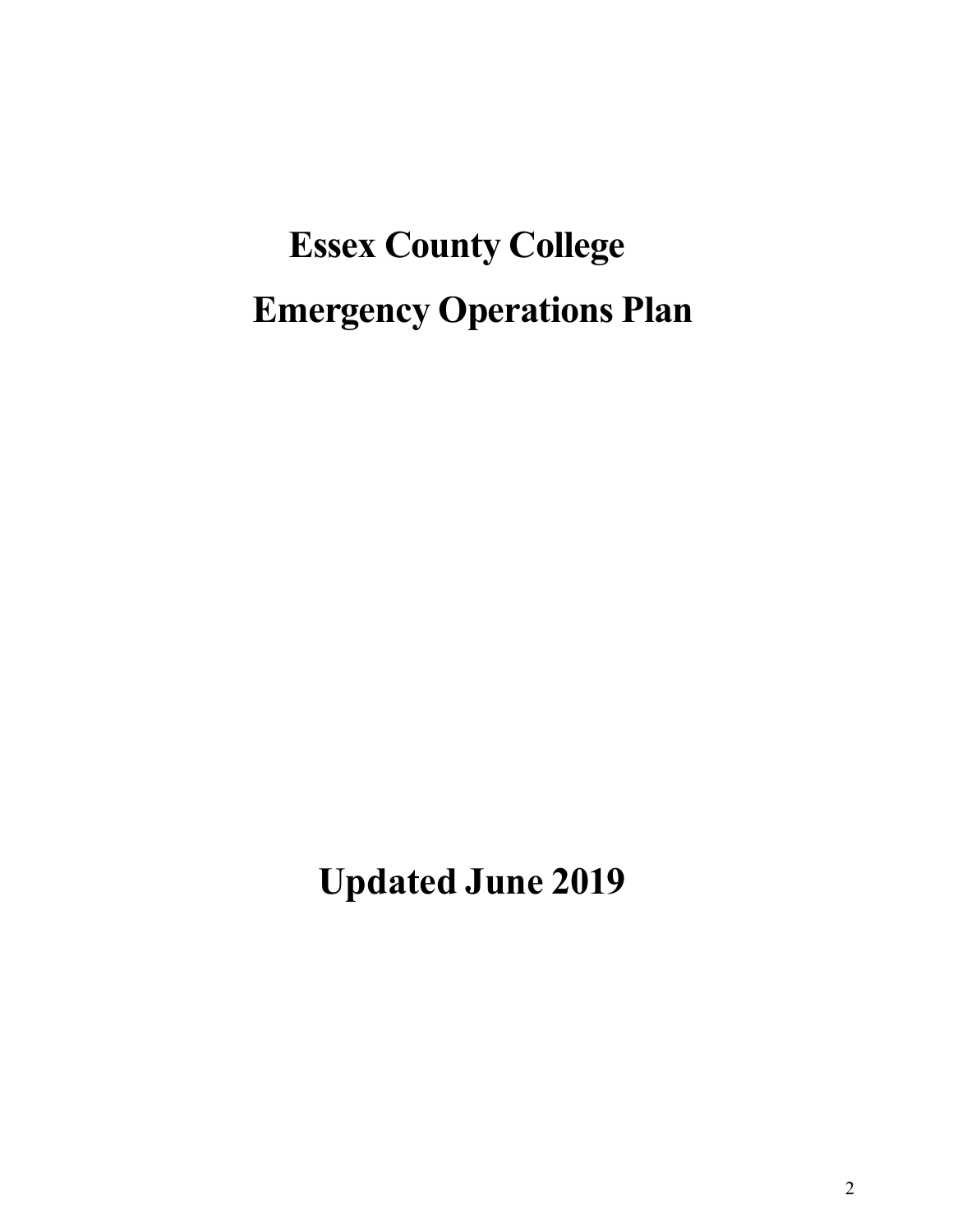# Essex County College

# Emergency Operations Plan

## Updated June 2019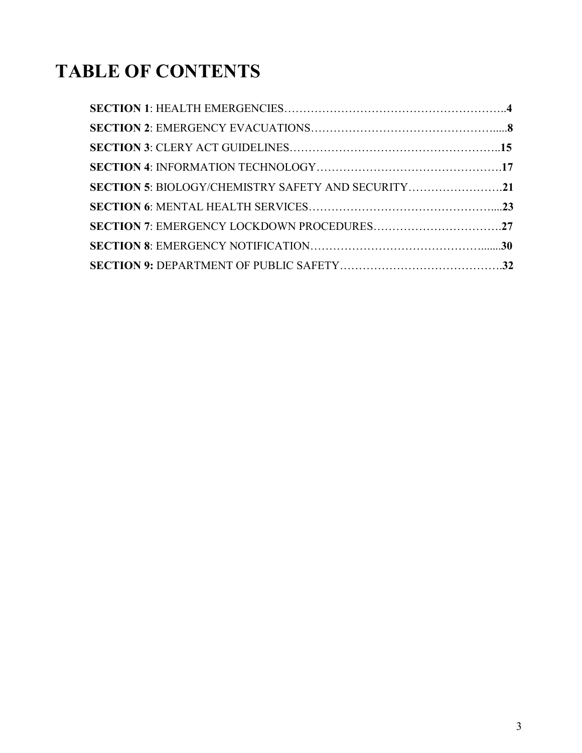# TABLE OF CONTENTS

**SECTION 1**: HEALTH EMERGENCIES……………………………………………………..**4**

**SECTION 2**: EMERGENCY EVACUATIONS…………………………………………….....**8**

**SECTION 3**: CLERY ACT GUIDELINES……………………………………………….**15**

**SECTION 4**: INFORMATION TECHNOLOGY………………………………………….**17**

**SECTION 5**: BIOLOGY/CHEMISTRY SAFETY AND SECURITY…………………….**21**

**SECTION 6**: MENTAL HEALTH SERVICES…………………………………………....**23**

**SECTION 7**: EMERGENCY LOCKDOWN PROCEDURES…………………………….**27**

**SECTION 8**: EMERGENCY NOTIFICATION……………………………………….......**30**

**SECTION 9:** DEPARTMENT OF PUBLIC SAFETY…………………………………….**32**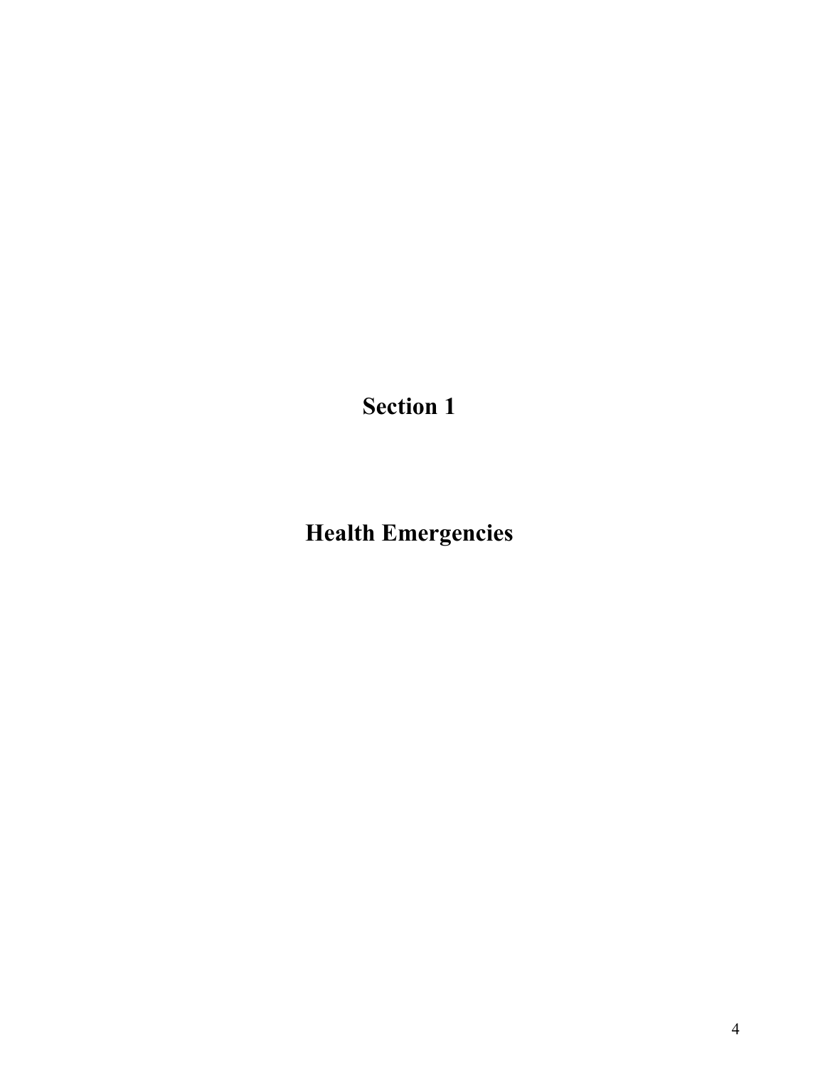# Section 1

# Health Emergencies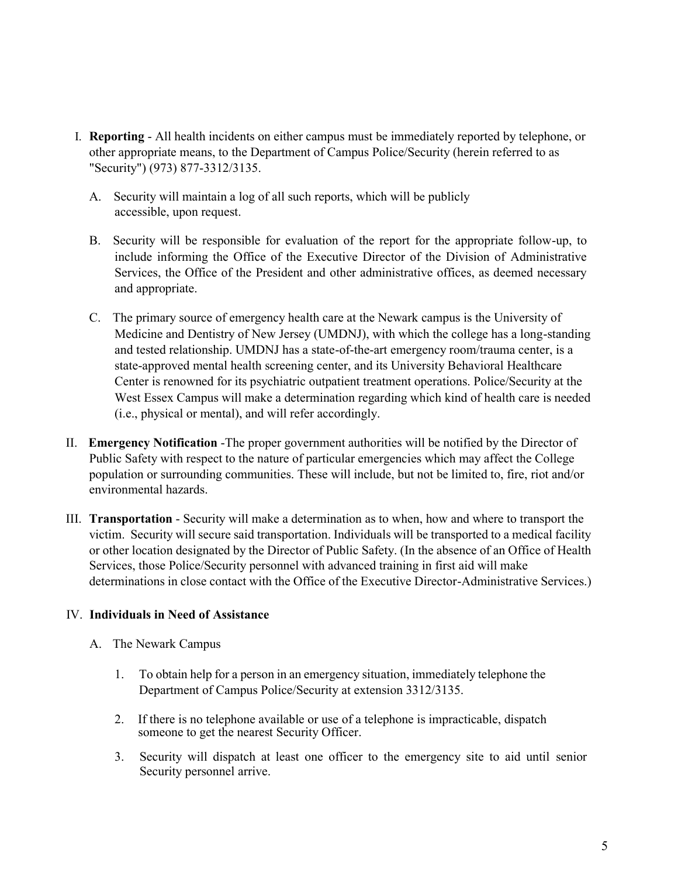I. **Reporting** - All health incidents on either campus must be immediately reported by telephone, or other appropriate means, to the Department of Campus Police/Security (herein referred to as "Security") (973) 877-3312/3135.

   A. Security will maintain a log of all such reports, which will be publicly accessible, upon request.

   B. Security will be responsible for evaluation of the report for the appropriate follow-up, to include informing the Office of the Executive Director of the Division of Administrative Services, the Office of the President and other administrative offices, as deemed necessary and appropriate.

   C. The primary source of emergency health care at the Newark campus is the University of Medicine and Dentistry of New Jersey (UMDNJ), with which the college has a long-standing and tested relationship. UMDNJ has a state-of-the-art emergency room/trauma center, is a state-approved mental health screening center, and its University Behavioral Healthcare Center is renowned for its psychiatric outpatient treatment operations. Police/Security at the West Essex Campus will make a determination regarding which kind of health care is needed (i.e., physical or mental), and will refer accordingly.

II. **Emergency Notification** -The proper government authorities will be notified by the Director of Public Safety with respect to the nature of particular emergencies which may affect the College population or surrounding communities. These will include, but not be limited to, fire, riot and/or environmental hazards.

III. **Transportation** - Security will make a determination as to when, how and where to transport the victim. Security will secure said transportation. Individuals will be transported to a medical facility or other location designated by the Director of Public Safety. (In the absence of an Office of Health Services, those Police/Security personnel with advanced training in first aid will make determinations in close contact with the Office of the Executive Director-Administrative Services.)

IV. **Individuals in Need of Assistance**

   A. The Newark Campus

      1. To obtain help for a person in an emergency situation, immediately telephone the Department of Campus Police/Security at extension 3312/3135.

      2. If there is no telephone available or use of a telephone is impracticable, dispatch someone to get the nearest Security Officer.

      3. Security will dispatch at least one officer to the emergency site to aid until senior Security personnel arrive.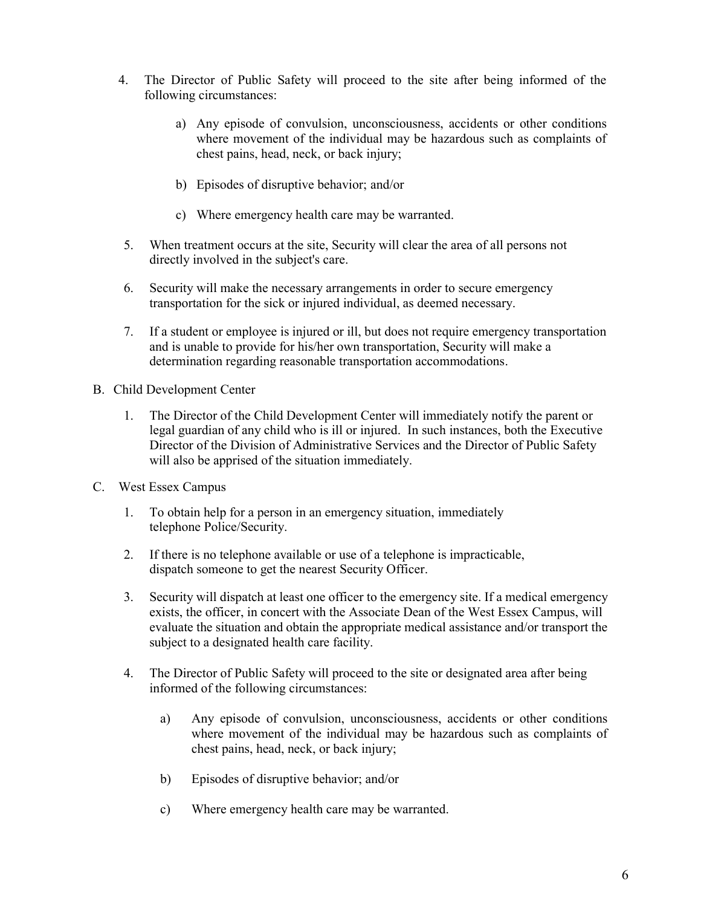4. The Director of Public Safety will proceed to the site after being informed of the following circumstances:

    a) Any episode of convulsion, unconsciousness, accidents or other conditions where movement of the individual may be hazardous such as complaints of chest pains, head, neck, or back injury;

    b) Episodes of disruptive behavior; and/or

    c) Where emergency health care may be warranted.

5. When treatment occurs at the site, Security will clear the area of all persons not directly involved in the subject's care.

6. Security will make the necessary arrangements in order to secure emergency transportation for the sick or injured individual, as deemed necessary.

7. If a student or employee is injured or ill, but does not require emergency transportation and is unable to provide for his/her own transportation, Security will make a determination regarding reasonable transportation accommodations.

B. Child Development Center

1. The Director of the Child Development Center will immediately notify the parent or legal guardian of any child who is ill or injured. In such instances, both the Executive Director of the Division of Administrative Services and the Director of Public Safety will also be apprised of the situation immediately.

C. West Essex Campus

1. To obtain help for a person in an emergency situation, immediately telephone Police/Security.

2. If there is no telephone available or use of a telephone is impracticable, dispatch someone to get the nearest Security Officer.

3. Security will dispatch at least one officer to the emergency site. If a medical emergency exists, the officer, in concert with the Associate Dean of the West Essex Campus, will evaluate the situation and obtain the appropriate medical assistance and/or transport the subject to a designated health care facility.

4. The Director of Public Safety will proceed to the site or designated area after being informed of the following circumstances:

    a) Any episode of convulsion, unconsciousness, accidents or other conditions where movement of the individual may be hazardous such as complaints of chest pains, head, neck, or back injury;

    b) Episodes of disruptive behavior; and/or

    c) Where emergency health care may be warranted.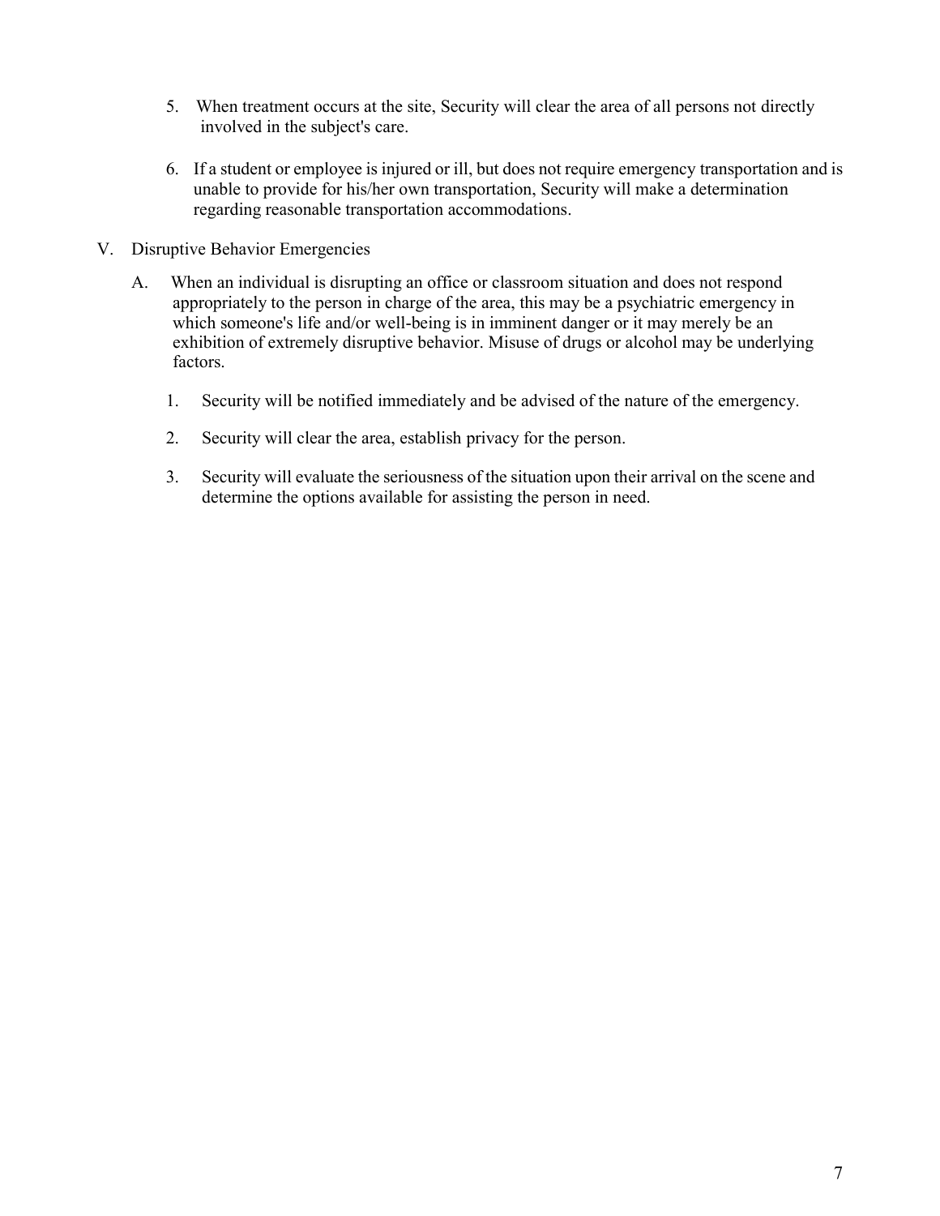5. When treatment occurs at the site, Security will clear the area of all persons not directly involved in the subject's care.

6. If a student or employee is injured or ill, but does not require emergency transportation and is unable to provide for his/her own transportation, Security will make a determination regarding reasonable transportation accommodations.

V. Disruptive Behavior Emergencies

A. When an individual is disrupting an office or classroom situation and does not respond appropriately to the person in charge of the area, this may be a psychiatric emergency in which someone's life and/or well-being is in imminent danger or it may merely be an exhibition of extremely disruptive behavior. Misuse of drugs or alcohol may be underlying factors.

1. Security will be notified immediately and be advised of the nature of the emergency.

2. Security will clear the area, establish privacy for the person.

3. Security will evaluate the seriousness of the situation upon their arrival on the scene and determine the options available for assisting the person in need.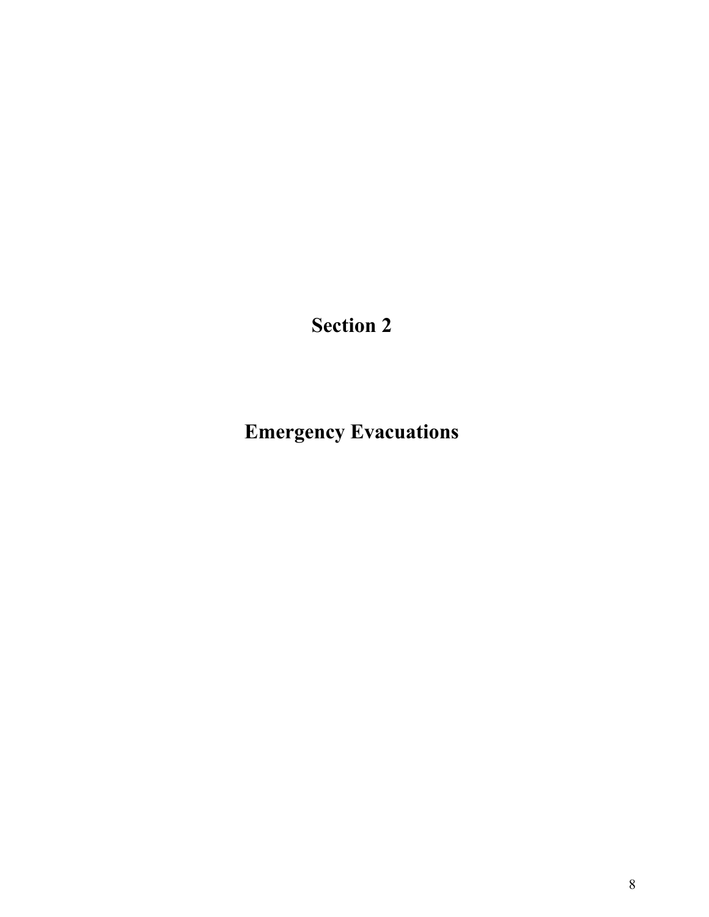# Section 2

# Emergency Evacuations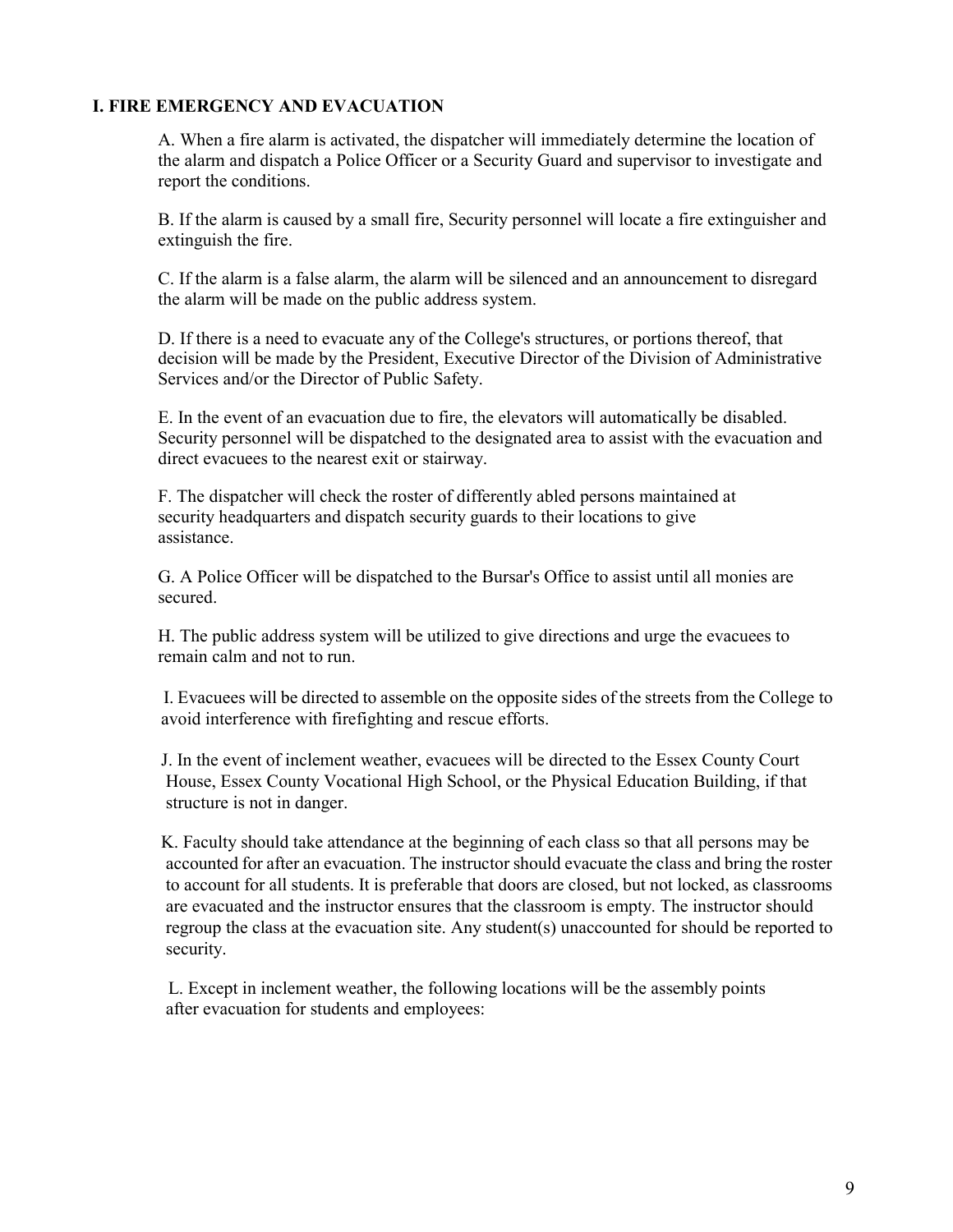## I. FIRE EMERGENCY AND EVACUATION

A. When a fire alarm is activated, the dispatcher will immediately determine the location of the alarm and dispatch a Police Officer or a Security Guard and supervisor to investigate and report the conditions.

B. If the alarm is caused by a small fire, Security personnel will locate a fire extinguisher and extinguish the fire.

C. If the alarm is a false alarm, the alarm will be silenced and an announcement to disregard the alarm will be made on the public address system.

D. If there is a need to evacuate any of the College's structures, or portions thereof, that decision will be made by the President, Executive Director of the Division of Administrative Services and/or the Director of Public Safety.

E. In the event of an evacuation due to fire, the elevators will automatically be disabled. Security personnel will be dispatched to the designated area to assist with the evacuation and direct evacuees to the nearest exit or stairway.

F. The dispatcher will check the roster of differently abled persons maintained at security headquarters and dispatch security guards to their locations to give assistance.

G. A Police Officer will be dispatched to the Bursar's Office to assist until all monies are secured.

H. The public address system will be utilized to give directions and urge the evacuees to remain calm and not to run.

I. Evacuees will be directed to assemble on the opposite sides of the streets from the College to avoid interference with firefighting and rescue efforts.

J. In the event of inclement weather, evacuees will be directed to the Essex County Court House, Essex County Vocational High School, or the Physical Education Building, if that structure is not in danger.

K. Faculty should take attendance at the beginning of each class so that all persons may be accounted for after an evacuation. The instructor should evacuate the class and bring the roster to account for all students. It is preferable that doors are closed, but not locked, as classrooms are evacuated and the instructor ensures that the classroom is empty. The instructor should regroup the class at the evacuation site. Any student(s) unaccounted for should be reported to security.

L. Except in inclement weather, the following locations will be the assembly points after evacuation for students and employees: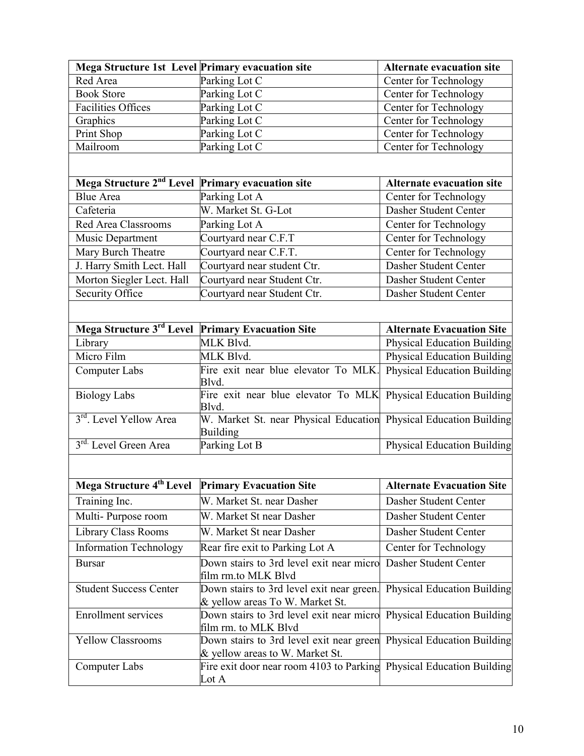| Mega Structure 1st Level | Primary evacuation site | Alternate evacuation site |
|---|---|---|
| Red Area | Parking Lot C | Center for Technology |
| Book Store | Parking Lot C | Center for Technology |
| Facilities Offices | Parking Lot C | Center for Technology |
| Graphics | Parking Lot C | Center for Technology |
| Print Shop | Parking Lot C | Center for Technology |
| Mailroom | Parking Lot C | Center for Technology |

| Mega Structure 2nd Level | Primary evacuation site | Alternate evacuation site |
|---|---|---|
| Blue Area | Parking Lot A | Center for Technology |
| Cafeteria | W. Market St. G-Lot | Dasher Student Center |
| Red Area Classrooms | Parking Lot A | Center for Technology |
| Music Department | Courtyard near C.F.T | Center for Technology |
| Mary Burch Theatre | Courtyard near C.F.T. | Center for Technology |
| J. Harry Smith Lect. Hall | Courtyard near student Ctr. | Dasher Student Center |
| Morton Siegler Lect. Hall | Courtyard near Student Ctr. | Dasher Student Center |
| Security Office | Courtyard near Student Ctr. | Dasher Student Center |

| Mega Structure 3rd Level | Primary Evacuation Site | Alternate Evacuation Site |
|---|---|---|
| Library | MLK Blvd. | Physical Education Building |
| Micro Film | MLK Blvd. | Physical Education Building |
| Computer Labs | Fire exit near blue elevator To MLK. Blvd. | Physical Education Building |
| Biology Labs | Fire exit near blue elevator To MLK Blvd. | Physical Education Building |
| 3rd. Level Yellow Area | W. Market St. near Physical Education Building | Physical Education Building |
| 3rd. Level Green Area | Parking Lot B | Physical Education Building |

| Mega Structure 4th Level | Primary Evacuation Site | Alternate Evacuation Site |
|---|---|---|
| Training Inc. | W. Market St. near Dasher | Dasher Student Center |
| Multi- Purpose room | W. Market St near Dasher | Dasher Student Center |
| Library Class Rooms | W. Market St near Dasher | Dasher Student Center |
| Information Technology | Rear fire exit to Parking Lot A | Center for Technology |
| Bursar | Down stairs to 3rd level exit near micro film rm.to MLK Blvd | Dasher Student Center |
| Student Success Center | Down stairs to 3rd level exit near green. & yellow areas To W. Market St. | Physical Education Building |
| Enrollment services | Down stairs to 3rd level exit near micro film rm. to MLK Blvd | Physical Education Building |
| Yellow Classrooms | Down stairs to 3rd level exit near green & yellow areas to W. Market St. | Physical Education Building |
| Computer Labs | Fire exit door near room 4103 to Parking Lot A | Physical Education Building |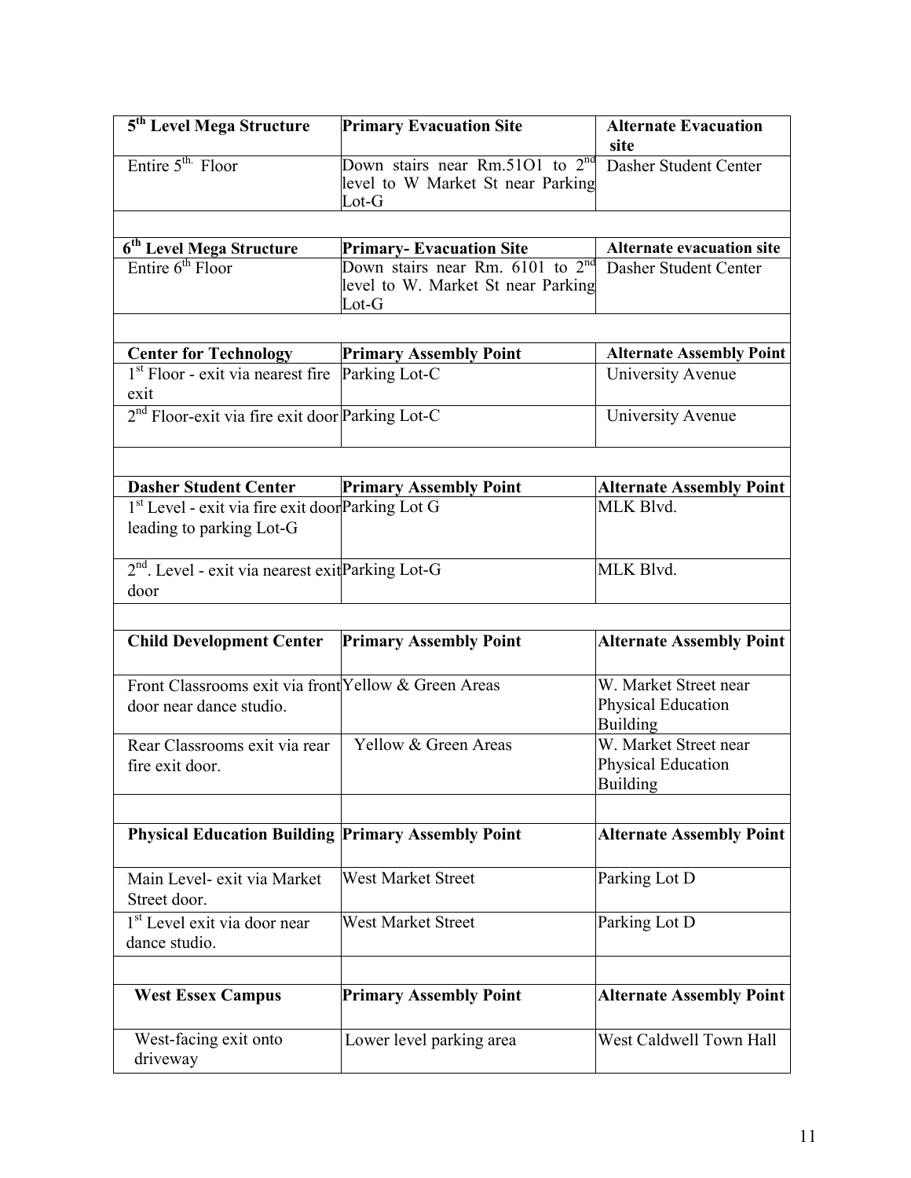| 5th Level Mega Structure | Primary Evacuation Site | Alternate Evacuation site |
|---|---|---|
| Entire 5th. Floor | Down stairs near Rm.51O1 to 2nd level to W Market St near Parking Lot-G | Dasher Student Center |

| 6th Level Mega Structure | Primary- Evacuation Site | Alternate evacuation site |
|---|---|---|
| Entire 6th Floor | Down stairs near Rm. 6101 to 2nd level to W. Market St near Parking Lot-G | Dasher Student Center |

| Center for Technology | Primary Assembly Point | Alternate Assembly Point |
|---|---|---|
| 1st Floor - exit via nearest fire exit | Parking Lot-C | University Avenue |
| 2nd Floor-exit via fire exit door | Parking Lot-C | University Avenue |

| Dasher Student Center | Primary Assembly Point | Alternate Assembly Point |
|---|---|---|
| 1st Level - exit via fire exit door leading to parking Lot-G | Parking Lot G | MLK Blvd. |
| 2nd. Level - exit via nearest exit door | Parking Lot-G | MLK Blvd. |

| Child Development Center | Primary Assembly Point | Alternate Assembly Point |
|---|---|---|
| Front Classrooms exit via front door near dance studio. | Yellow & Green Areas | W. Market Street near Physical Education Building |
| Rear Classrooms exit via rear fire exit door. | Yellow & Green Areas | W. Market Street near Physical Education Building |

| Physical Education Building | Primary Assembly Point | Alternate Assembly Point |
|---|---|---|
| Main Level- exit via Market Street door. | West Market Street | Parking Lot D |
| 1st Level exit via door near dance studio. | West Market Street | Parking Lot D |

| West Essex Campus | Primary Assembly Point | Alternate Assembly Point |
|---|---|---|
| West-facing exit onto driveway | Lower level parking area | West Caldwell Town Hall |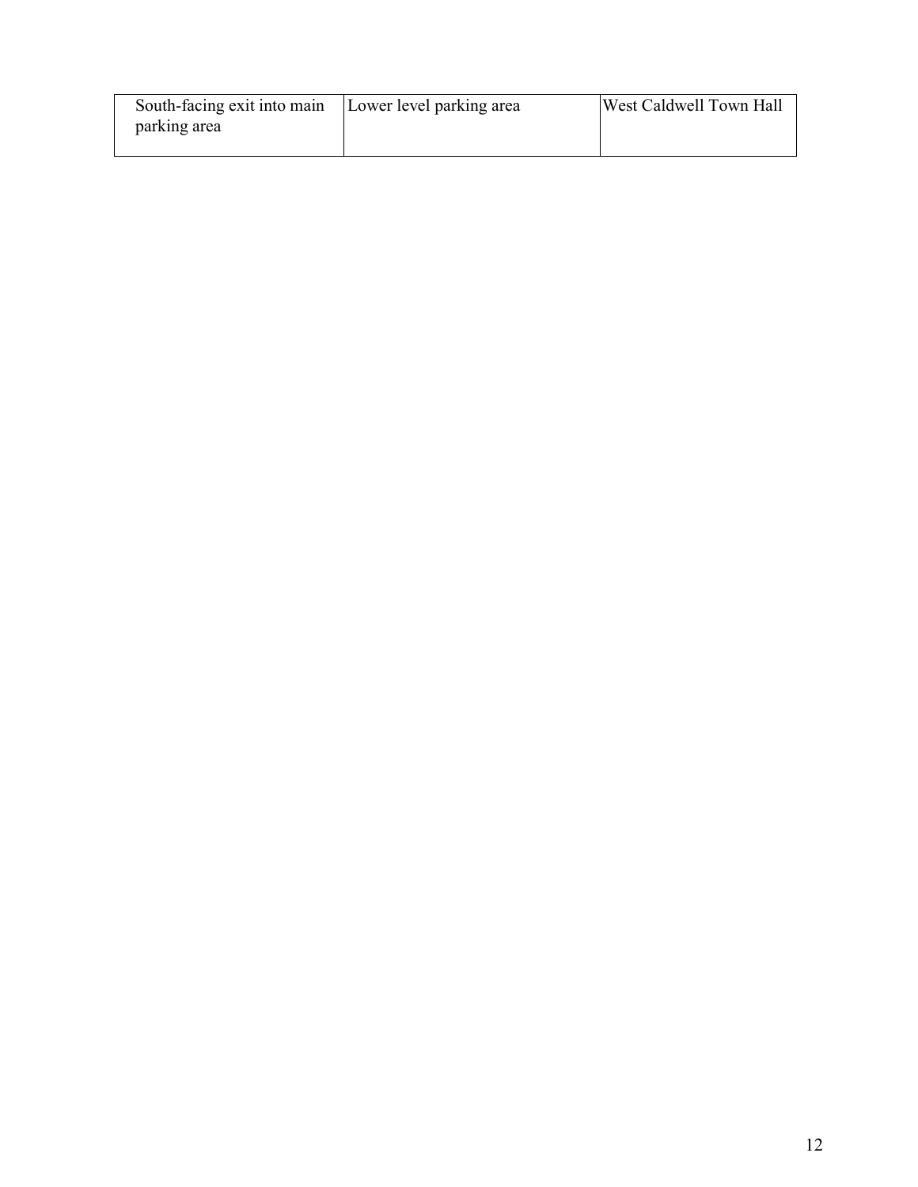| South-facing exit into main parking area | Lower level parking area | West Caldwell Town Hall |
| --- | --- | --- |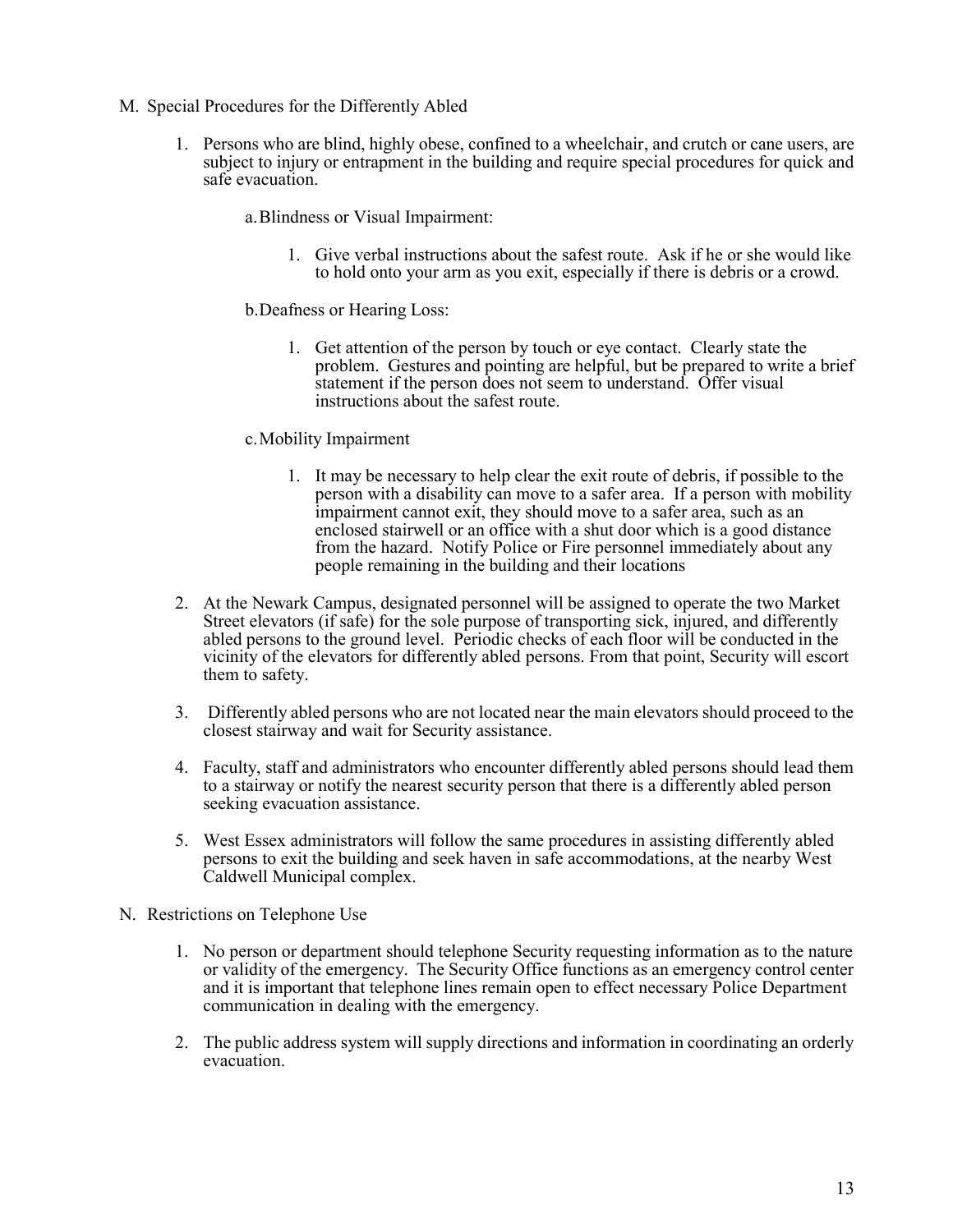M. Special Procedures for the Differently Abled

1. Persons who are blind, highly obese, confined to a wheelchair, and crutch or cane users, are subject to injury or entrapment in the building and require special procedures for quick and safe evacuation.

    a. Blindness or Visual Impairment:

    1. Give verbal instructions about the safest route. Ask if he or she would like to hold onto your arm as you exit, especially if there is debris or a crowd.

    b. Deafness or Hearing Loss:

    1. Get attention of the person by touch or eye contact. Clearly state the problem. Gestures and pointing are helpful, but be prepared to write a brief statement if the person does not seem to understand. Offer visual instructions about the safest route.

    c. Mobility Impairment

    1. It may be necessary to help clear the exit route of debris, if possible to the person with a disability can move to a safer area. If a person with mobility impairment cannot exit, they should move to a safer area, such as an enclosed stairwell or an office with a shut door which is a good distance from the hazard. Notify Police or Fire personnel immediately about any people remaining in the building and their locations

2. At the Newark Campus, designated personnel will be assigned to operate the two Market Street elevators (if safe) for the sole purpose of transporting sick, injured, and differently abled persons to the ground level. Periodic checks of each floor will be conducted in the vicinity of the elevators for differently abled persons. From that point, Security will escort them to safety.

3. Differently abled persons who are not located near the main elevators should proceed to the closest stairway and wait for Security assistance.

4. Faculty, staff and administrators who encounter differently abled persons should lead them to a stairway or notify the nearest security person that there is a differently abled person seeking evacuation assistance.

5. West Essex administrators will follow the same procedures in assisting differently abled persons to exit the building and seek haven in safe accommodations, at the nearby West Caldwell Municipal complex.

N. Restrictions on Telephone Use

1. No person or department should telephone Security requesting information as to the nature or validity of the emergency. The Security Office functions as an emergency control center and it is important that telephone lines remain open to effect necessary Police Department communication in dealing with the emergency.

2. The public address system will supply directions and information in coordinating an orderly evacuation.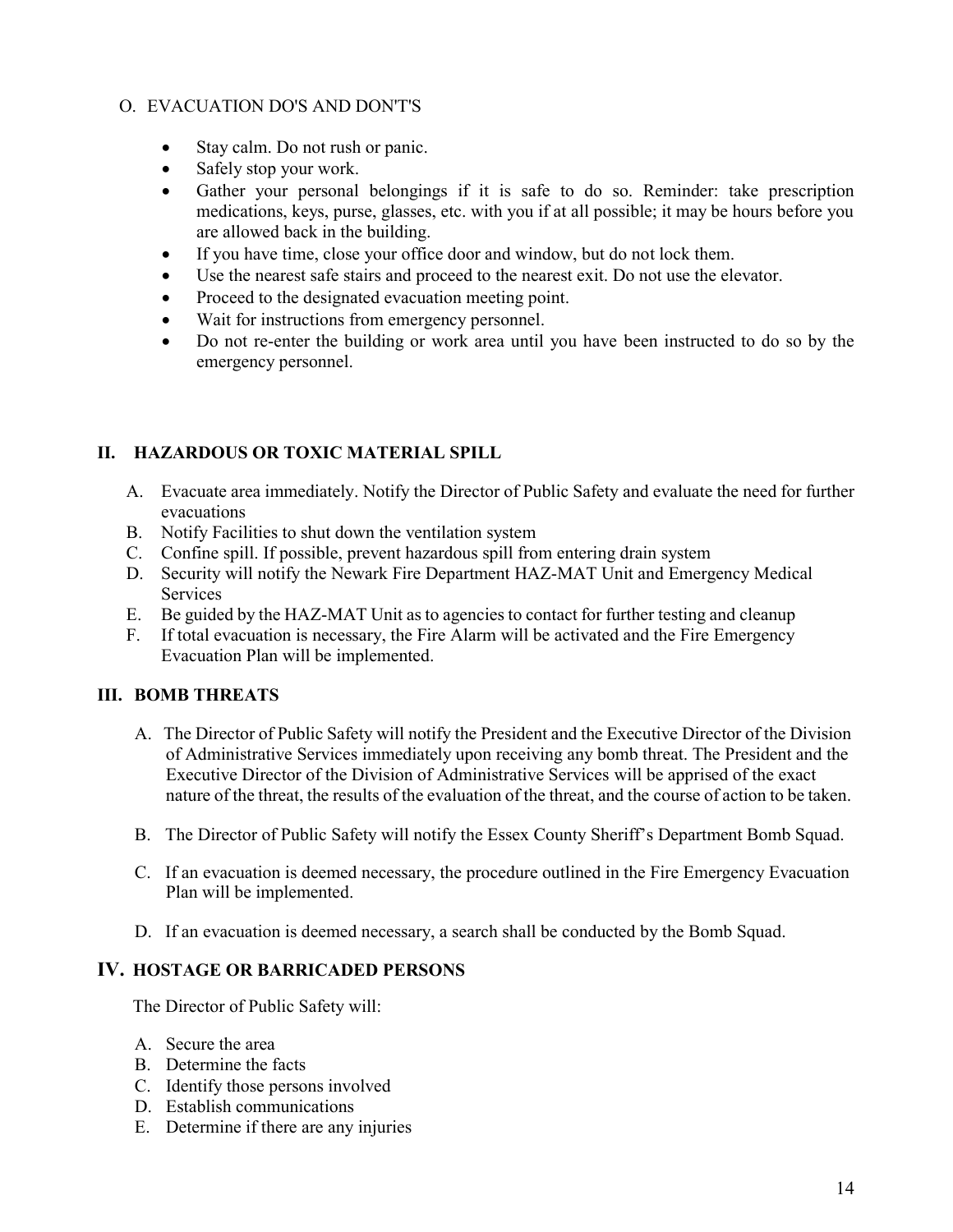### O. EVACUATION DO'S AND DON'T'S

- Stay calm. Do not rush or panic.
- Safely stop your work.
- Gather your personal belongings if it is safe to do so. Reminder: take prescription medications, keys, purse, glasses, etc. with you if at all possible; it may be hours before you are allowed back in the building.
- If you have time, close your office door and window, but do not lock them.
- Use the nearest safe stairs and proceed to the nearest exit. Do not use the elevator.
- Proceed to the designated evacuation meeting point.
- Wait for instructions from emergency personnel.
- Do not re-enter the building or work area until you have been instructed to do so by the emergency personnel.

## II. HAZARDOUS OR TOXIC MATERIAL SPILL

A. Evacuate area immediately. Notify the Director of Public Safety and evaluate the need for further evacuations

B. Notify Facilities to shut down the ventilation system

C. Confine spill. If possible, prevent hazardous spill from entering drain system

D. Security will notify the Newark Fire Department HAZ-MAT Unit and Emergency Medical Services

E. Be guided by the HAZ-MAT Unit as to agencies to contact for further testing and cleanup

F. If total evacuation is necessary, the Fire Alarm will be activated and the Fire Emergency Evacuation Plan will be implemented.

## III. BOMB THREATS

A. The Director of Public Safety will notify the President and the Executive Director of the Division of Administrative Services immediately upon receiving any bomb threat. The President and the Executive Director of the Division of Administrative Services will be apprised of the exact nature of the threat, the results of the evaluation of the threat, and the course of action to be taken.

B. The Director of Public Safety will notify the Essex County Sheriff's Department Bomb Squad.

C. If an evacuation is deemed necessary, the procedure outlined in the Fire Emergency Evacuation Plan will be implemented.

D. If an evacuation is deemed necessary, a search shall be conducted by the Bomb Squad.

## IV. HOSTAGE OR BARRICADED PERSONS

The Director of Public Safety will:

A. Secure the area

B. Determine the facts

C. Identify those persons involved

D. Establish communications

E. Determine if there are any injuries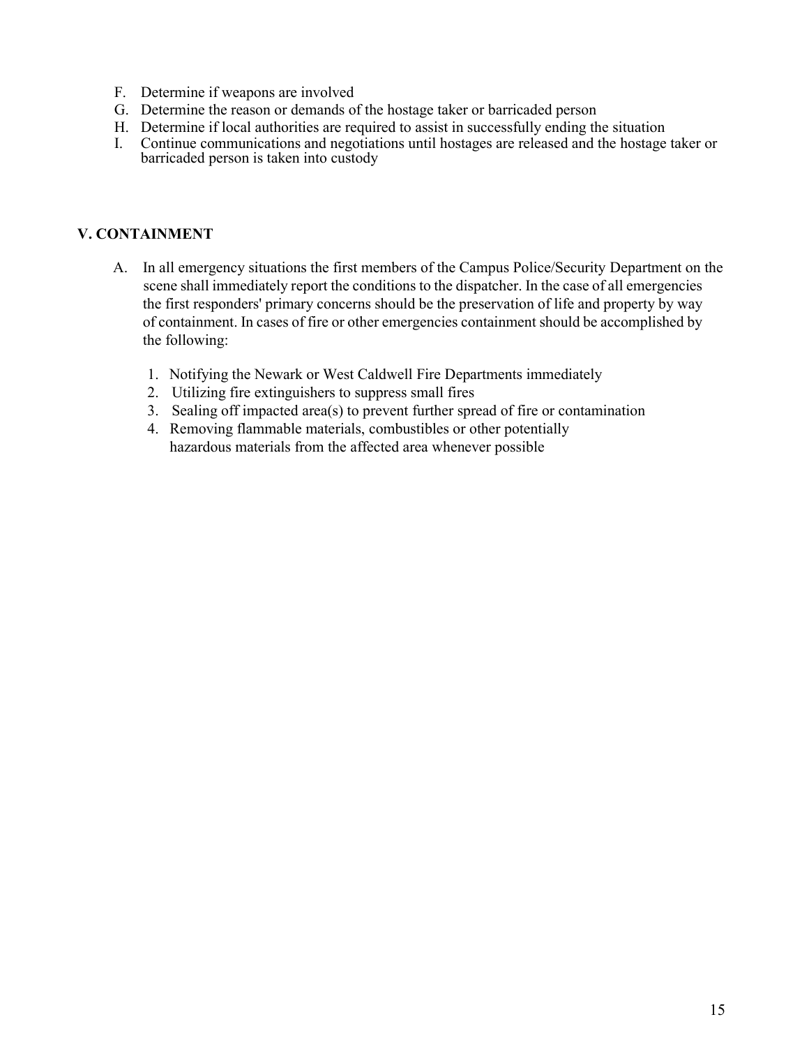F. Determine if weapons are involved
G. Determine the reason or demands of the hostage taker or barricaded person
H. Determine if local authorities are required to assist in successfully ending the situation
I. Continue communications and negotiations until hostages are released and the hostage taker or barricaded person is taken into custody

## V. CONTAINMENT

A. In all emergency situations the first members of the Campus Police/Security Department on the scene shall immediately report the conditions to the dispatcher. In the case of all emergencies the first responders' primary concerns should be the preservation of life and property by way of containment. In cases of fire or other emergencies containment should be accomplished by the following:

1. Notifying the Newark or West Caldwell Fire Departments immediately
2. Utilizing fire extinguishers to suppress small fires
3. Sealing off impacted area(s) to prevent further spread of fire or contamination
4. Removing flammable materials, combustibles or other potentially hazardous materials from the affected area whenever possible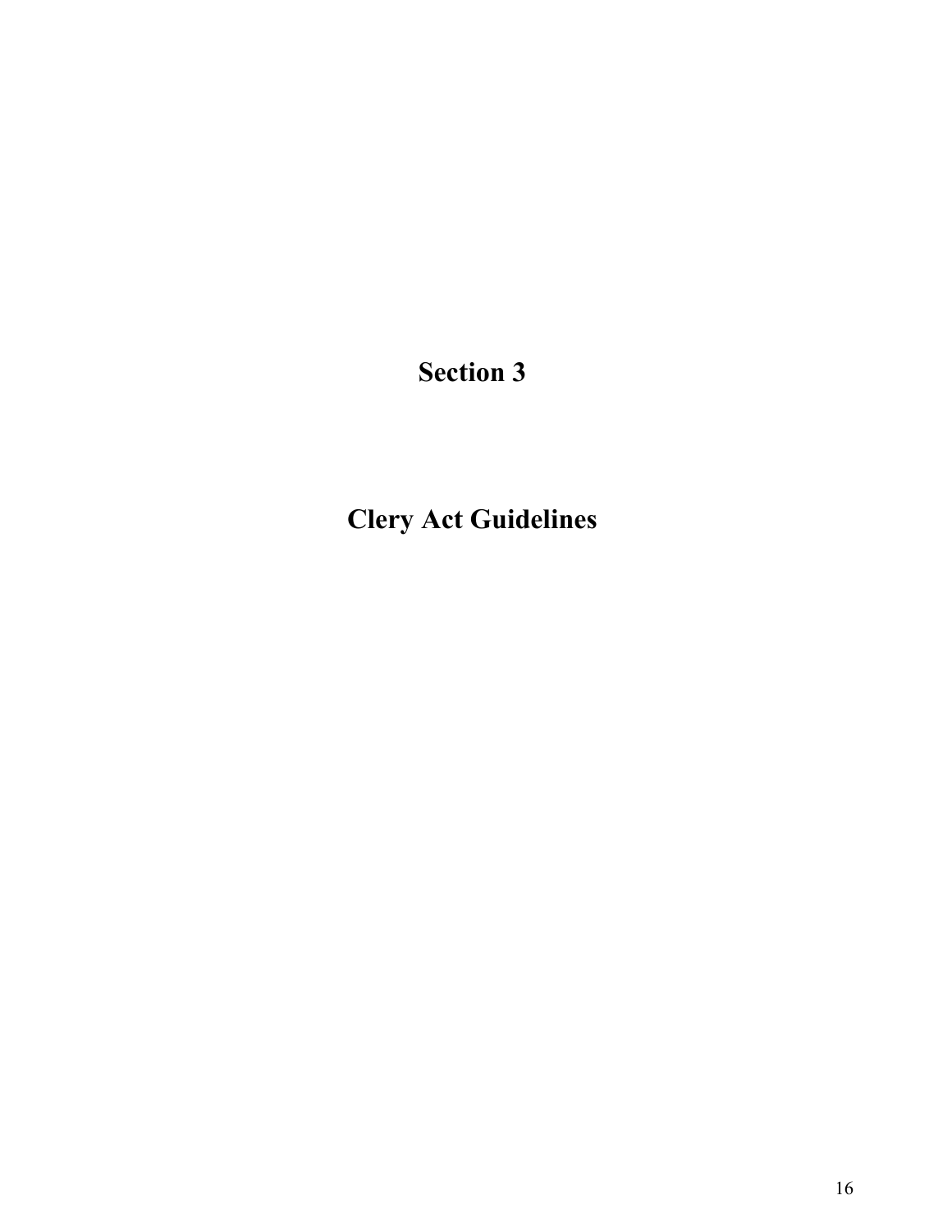# Section 3

# Clery Act Guidelines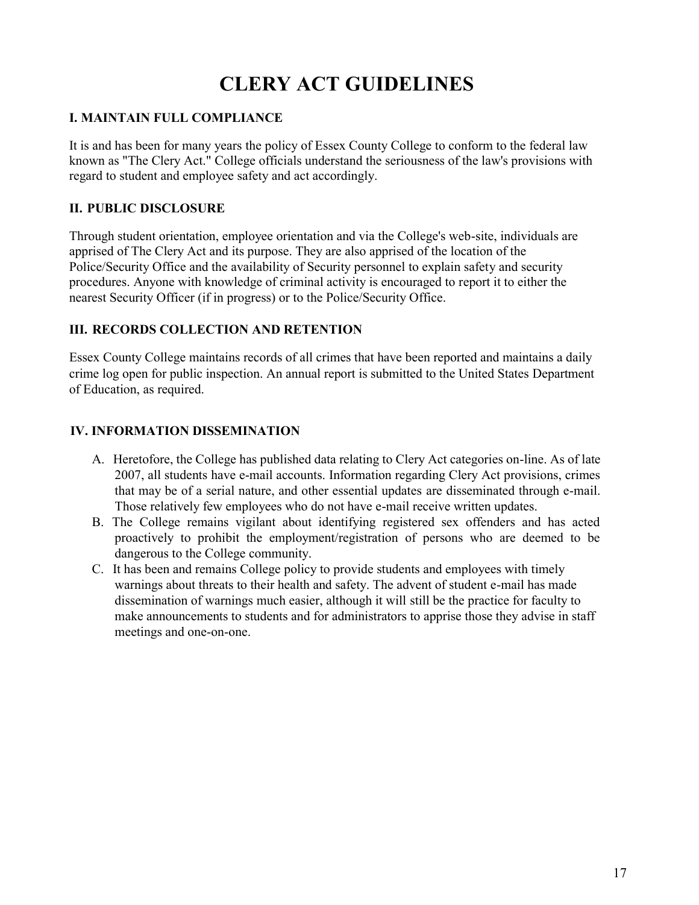# CLERY ACT GUIDELINES

### I. MAINTAIN FULL COMPLIANCE

It is and has been for many years the policy of Essex County College to conform to the federal law known as "The Clery Act." College officials understand the seriousness of the law's provisions with regard to student and employee safety and act accordingly.

### II. PUBLIC DISCLOSURE

Through student orientation, employee orientation and via the College's web-site, individuals are apprised of The Clery Act and its purpose. They are also apprised of the location of the Police/Security Office and the availability of Security personnel to explain safety and security procedures. Anyone with knowledge of criminal activity is encouraged to report it to either the nearest Security Officer (if in progress) or to the Police/Security Office.

### III. RECORDS COLLECTION AND RETENTION

Essex County College maintains records of all crimes that have been reported and maintains a daily crime log open for public inspection. An annual report is submitted to the United States Department of Education, as required.

### IV. INFORMATION DISSEMINATION

A. Heretofore, the College has published data relating to Clery Act categories on-line. As of late 2007, all students have e-mail accounts. Information regarding Clery Act provisions, crimes that may be of a serial nature, and other essential updates are disseminated through e-mail. Those relatively few employees who do not have e-mail receive written updates.

B. The College remains vigilant about identifying registered sex offenders and has acted proactively to prohibit the employment/registration of persons who are deemed to be dangerous to the College community.

C. It has been and remains College policy to provide students and employees with timely warnings about threats to their health and safety. The advent of student e-mail has made dissemination of warnings much easier, although it will still be the practice for faculty to make announcements to students and for administrators to apprise those they advise in staff meetings and one-on-one.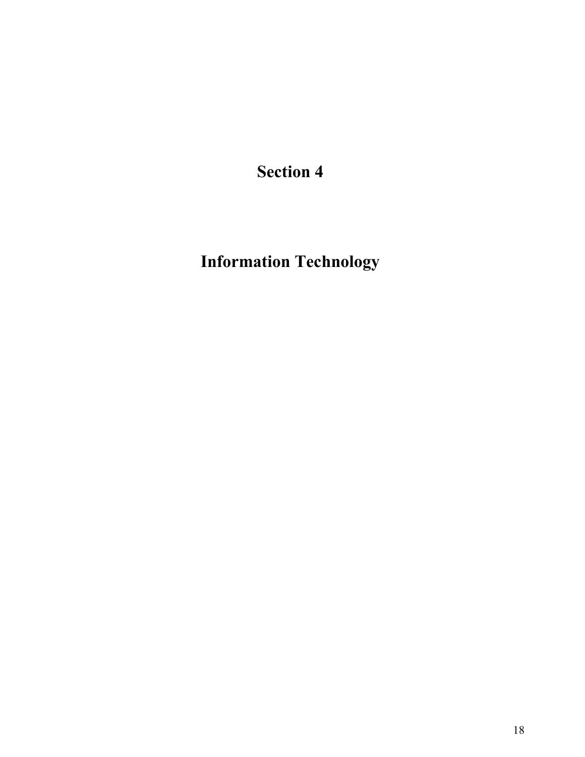# Section 4

# Information Technology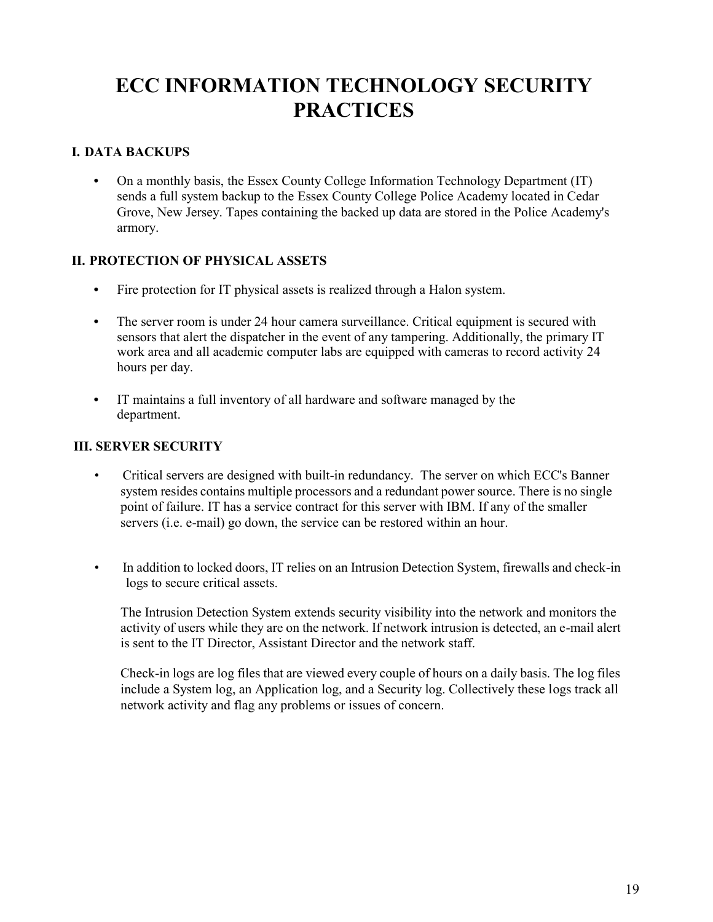# ECC INFORMATION TECHNOLOGY SECURITY PRACTICES

## I. DATA BACKUPS

- On a monthly basis, the Essex County College Information Technology Department (IT) sends a full system backup to the Essex County College Police Academy located in Cedar Grove, New Jersey. Tapes containing the backed up data are stored in the Police Academy's armory.

## II. PROTECTION OF PHYSICAL ASSETS

- Fire protection for IT physical assets is realized through a Halon system.
- The server room is under 24 hour camera surveillance. Critical equipment is secured with sensors that alert the dispatcher in the event of any tampering. Additionally, the primary IT work area and all academic computer labs are equipped with cameras to record activity 24 hours per day.
- IT maintains a full inventory of all hardware and software managed by the department.

## III. SERVER SECURITY

- Critical servers are designed with built-in redundancy. The server on which ECC's Banner system resides contains multiple processors and a redundant power source. There is no single point of failure. IT has a service contract for this server with IBM. If any of the smaller servers (i.e. e-mail) go down, the service can be restored within an hour.

- In addition to locked doors, IT relies on an Intrusion Detection System, firewalls and check-in logs to secure critical assets.

  The Intrusion Detection System extends security visibility into the network and monitors the activity of users while they are on the network. If network intrusion is detected, an e-mail alert is sent to the IT Director, Assistant Director and the network staff.

  Check-in logs are log files that are viewed every couple of hours on a daily basis. The log files include a System log, an Application log, and a Security log. Collectively these logs track all network activity and flag any problems or issues of concern.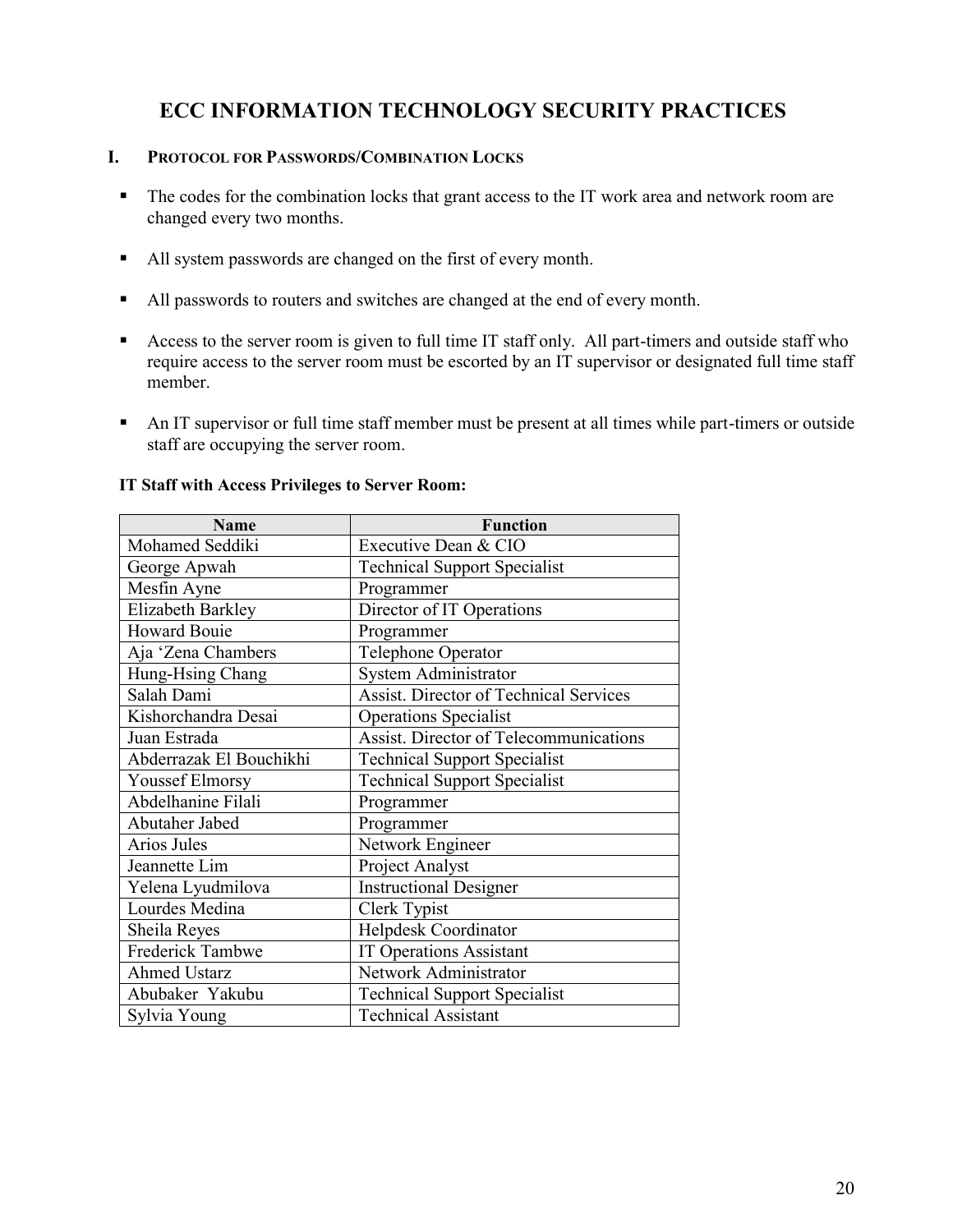# ECC INFORMATION TECHNOLOGY SECURITY PRACTICES

## I. PROTOCOL FOR PASSWORDS/COMBINATION LOCKS

- The codes for the combination locks that grant access to the IT work area and network room are changed every two months.
- All system passwords are changed on the first of every month.
- All passwords to routers and switches are changed at the end of every month.
- Access to the server room is given to full time IT staff only. All part-timers and outside staff who require access to the server room must be escorted by an IT supervisor or designated full time staff member.
- An IT supervisor or full time staff member must be present at all times while part-timers or outside staff are occupying the server room.

**IT Staff with Access Privileges to Server Room:**

| Name | Function |
|---|---|
| Mohamed Seddiki | Executive Dean & CIO |
| George Apwah | Technical Support Specialist |
| Mesfin Ayne | Programmer |
| Elizabeth Barkley | Director of IT Operations |
| Howard Bouie | Programmer |
| Aja 'Zena Chambers | Telephone Operator |
| Hung-Hsing Chang | System Administrator |
| Salah Dami | Assist. Director of Technical Services |
| Kishorchandra Desai | Operations Specialist |
| Juan Estrada | Assist. Director of Telecommunications |
| Abderrazak El Bouchikhi | Technical Support Specialist |
| Youssef Elmorsy | Technical Support Specialist |
| Abdelhanine Filali | Programmer |
| Abutaher Jabed | Programmer |
| Arios Jules | Network Engineer |
| Jeannette Lim | Project Analyst |
| Yelena Lyudmilova | Instructional Designer |
| Lourdes Medina | Clerk Typist |
| Sheila Reyes | Helpdesk Coordinator |
| Frederick Tambwe | IT Operations Assistant |
| Ahmed Ustarz | Network Administrator |
| Abubaker Yakubu | Technical Support Specialist |
| Sylvia Young | Technical Assistant |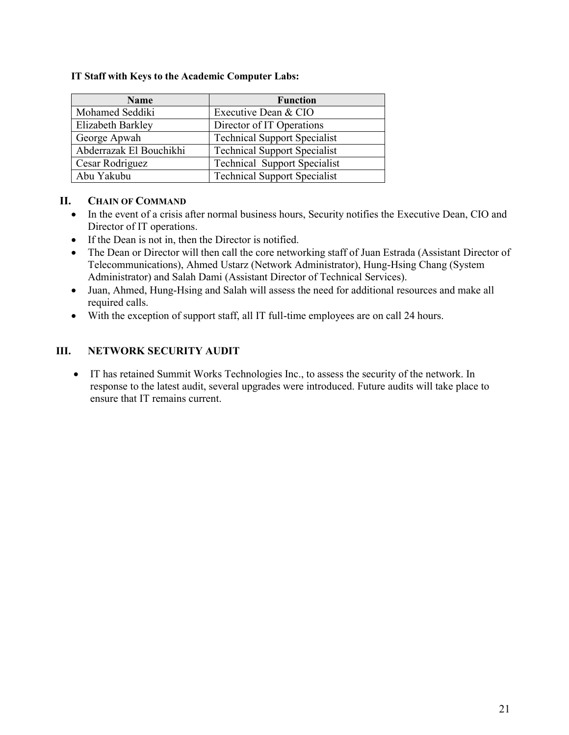**IT Staff with Keys to the Academic Computer Labs:**

| Name | Function |
|---|---|
| Mohamed Seddiki | Executive Dean & CIO |
| Elizabeth Barkley | Director of IT Operations |
| George Apwah | Technical Support Specialist |
| Abderrazak El Bouchikhi | Technical Support Specialist |
| Cesar Rodriguez | Technical Support Specialist |
| Abu Yakubu | Technical Support Specialist |

## II. CHAIN OF COMMAND

- In the event of a crisis after normal business hours, Security notifies the Executive Dean, CIO and Director of IT operations.
- If the Dean is not in, then the Director is notified.
- The Dean or Director will then call the core networking staff of Juan Estrada (Assistant Director of Telecommunications), Ahmed Ustarz (Network Administrator), Hung-Hsing Chang (System Administrator) and Salah Dami (Assistant Director of Technical Services).
- Juan, Ahmed, Hung-Hsing and Salah will assess the need for additional resources and make all required calls.
- With the exception of support staff, all IT full-time employees are on call 24 hours.

## III. NETWORK SECURITY AUDIT

- IT has retained Summit Works Technologies Inc., to assess the security of the network. In response to the latest audit, several upgrades were introduced. Future audits will take place to ensure that IT remains current.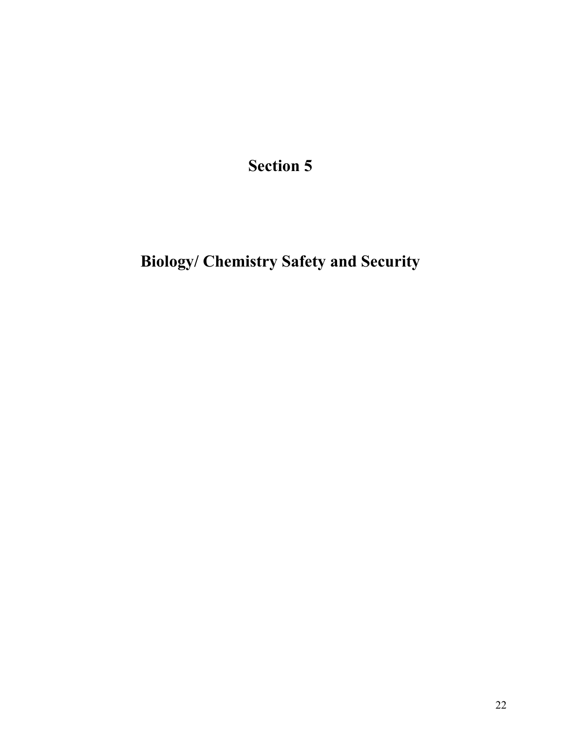# Section 5

# Biology/ Chemistry Safety and Security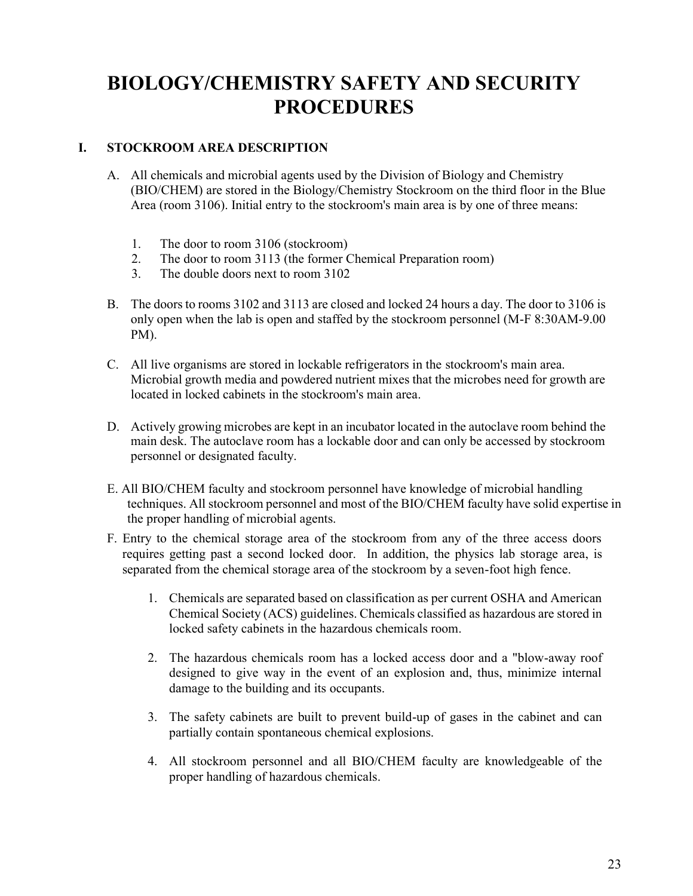# BIOLOGY/CHEMISTRY SAFETY AND SECURITY PROCEDURES

## I. STOCKROOM AREA DESCRIPTION

A. All chemicals and microbial agents used by the Division of Biology and Chemistry (BIO/CHEM) are stored in the Biology/Chemistry Stockroom on the third floor in the Blue Area (room 3106). Initial entry to the stockroom's main area is by one of three means:

1. The door to room 3106 (stockroom)
2. The door to room 3113 (the former Chemical Preparation room)
3. The double doors next to room 3102

B. The doors to rooms 3102 and 3113 are closed and locked 24 hours a day. The door to 3106 is only open when the lab is open and staffed by the stockroom personnel (M-F 8:30AM-9.00 PM).

C. All live organisms are stored in lockable refrigerators in the stockroom's main area. Microbial growth media and powdered nutrient mixes that the microbes need for growth are located in locked cabinets in the stockroom's main area.

D. Actively growing microbes are kept in an incubator located in the autoclave room behind the main desk. The autoclave room has a lockable door and can only be accessed by stockroom personnel or designated faculty.

E. All BIO/CHEM faculty and stockroom personnel have knowledge of microbial handling techniques. All stockroom personnel and most of the BIO/CHEM faculty have solid expertise in the proper handling of microbial agents.

F. Entry to the chemical storage area of the stockroom from any of the three access doors requires getting past a second locked door. In addition, the physics lab storage area, is separated from the chemical storage area of the stockroom by a seven-foot high fence.

1. Chemicals are separated based on classification as per current OSHA and American Chemical Society (ACS) guidelines. Chemicals classified as hazardous are stored in locked safety cabinets in the hazardous chemicals room.

2. The hazardous chemicals room has a locked access door and a "blow-away roof designed to give way in the event of an explosion and, thus, minimize internal damage to the building and its occupants.

3. The safety cabinets are built to prevent build-up of gases in the cabinet and can partially contain spontaneous chemical explosions.

4. All stockroom personnel and all BIO/CHEM faculty are knowledgeable of the proper handling of hazardous chemicals.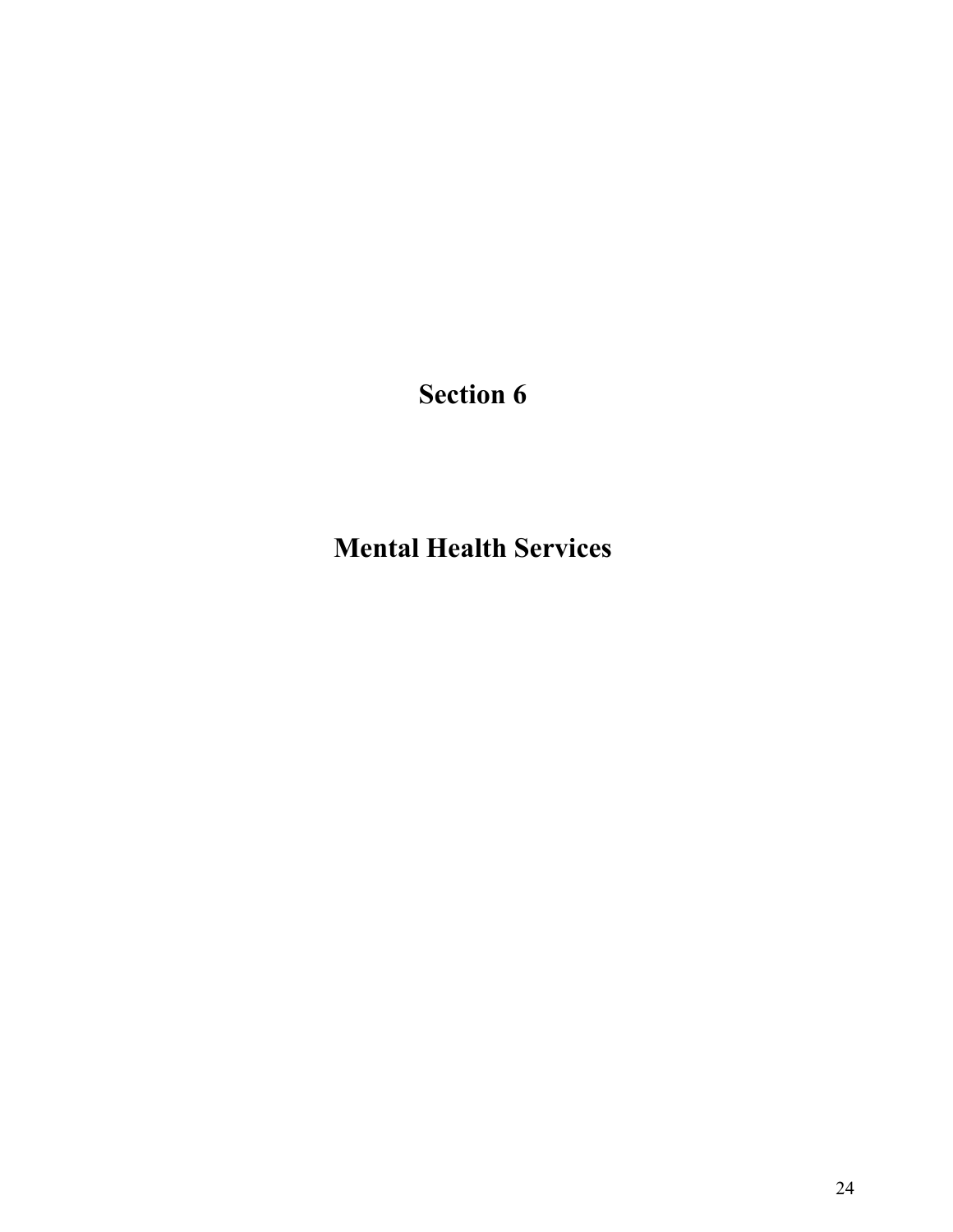# Section 6

# Mental Health Services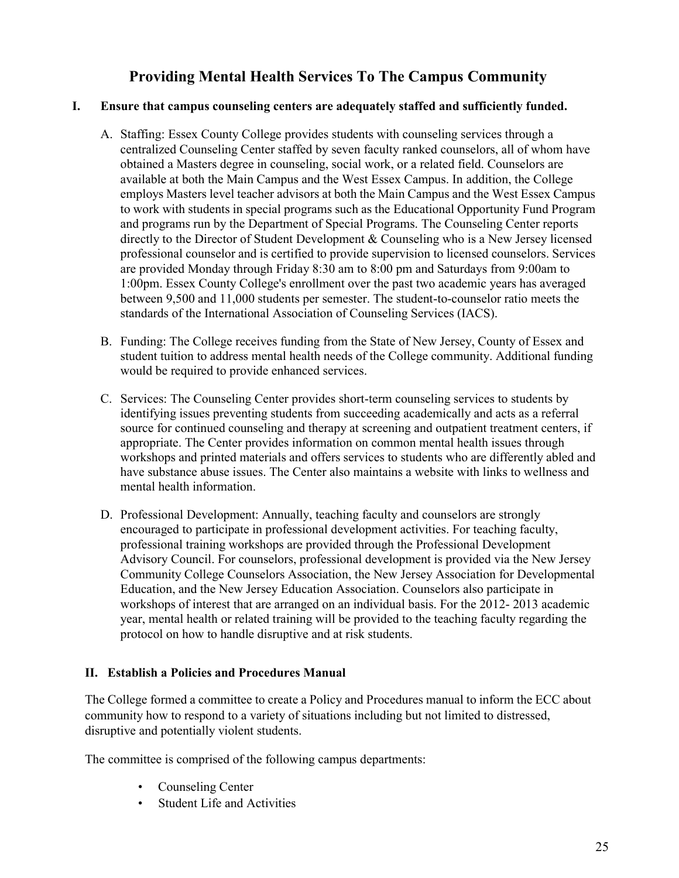# Providing Mental Health Services To The Campus Community

## I. Ensure that campus counseling centers are adequately staffed and sufficiently funded.

A. Staffing: Essex County College provides students with counseling services through a centralized Counseling Center staffed by seven faculty ranked counselors, all of whom have obtained a Masters degree in counseling, social work, or a related field. Counselors are available at both the Main Campus and the West Essex Campus. In addition, the College employs Masters level teacher advisors at both the Main Campus and the West Essex Campus to work with students in special programs such as the Educational Opportunity Fund Program and programs run by the Department of Special Programs. The Counseling Center reports directly to the Director of Student Development & Counseling who is a New Jersey licensed professional counselor and is certified to provide supervision to licensed counselors. Services are provided Monday through Friday 8:30 am to 8:00 pm and Saturdays from 9:00am to 1:00pm. Essex County College's enrollment over the past two academic years has averaged between 9,500 and 11,000 students per semester. The student-to-counselor ratio meets the standards of the International Association of Counseling Services (IACS).

B. Funding: The College receives funding from the State of New Jersey, County of Essex and student tuition to address mental health needs of the College community. Additional funding would be required to provide enhanced services.

C. Services: The Counseling Center provides short-term counseling services to students by identifying issues preventing students from succeeding academically and acts as a referral source for continued counseling and therapy at screening and outpatient treatment centers, if appropriate. The Center provides information on common mental health issues through workshops and printed materials and offers services to students who are differently abled and have substance abuse issues. The Center also maintains a website with links to wellness and mental health information.

D. Professional Development: Annually, teaching faculty and counselors are strongly encouraged to participate in professional development activities. For teaching faculty, professional training workshops are provided through the Professional Development Advisory Council. For counselors, professional development is provided via the New Jersey Community College Counselors Association, the New Jersey Association for Developmental Education, and the New Jersey Education Association. Counselors also participate in workshops of interest that are arranged on an individual basis. For the 2012- 2013 academic year, mental health or related training will be provided to the teaching faculty regarding the protocol on how to handle disruptive and at risk students.

## II. Establish a Policies and Procedures Manual

The College formed a committee to create a Policy and Procedures manual to inform the ECC about community how to respond to a variety of situations including but not limited to distressed, disruptive and potentially violent students.

The committee is comprised of the following campus departments:

- Counseling Center
- Student Life and Activities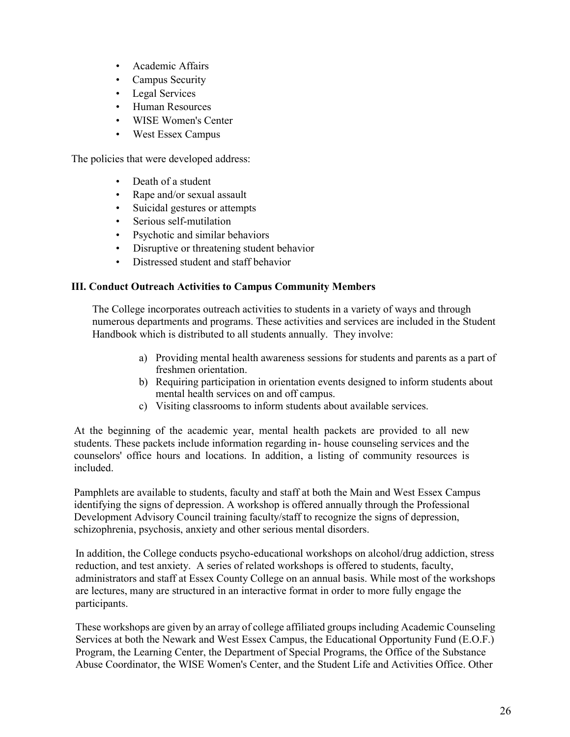- Academic Affairs
- Campus Security
- Legal Services
- Human Resources
- WISE Women's Center
- West Essex Campus

The policies that were developed address:

- Death of a student
- Rape and/or sexual assault
- Suicidal gestures or attempts
- Serious self-mutilation
- Psychotic and similar behaviors
- Disruptive or threatening student behavior
- Distressed student and staff behavior

**III. Conduct Outreach Activities to Campus Community Members**

The College incorporates outreach activities to students in a variety of ways and through numerous departments and programs. These activities and services are included in the Student Handbook which is distributed to all students annually. They involve:

a) Providing mental health awareness sessions for students and parents as a part of freshmen orientation.
b) Requiring participation in orientation events designed to inform students about mental health services on and off campus.
c) Visiting classrooms to inform students about available services.

At the beginning of the academic year, mental health packets are provided to all new students. These packets include information regarding in- house counseling services and the counselors' office hours and locations. In addition, a listing of community resources is included.

Pamphlets are available to students, faculty and staff at both the Main and West Essex Campus identifying the signs of depression. A workshop is offered annually through the Professional Development Advisory Council training faculty/staff to recognize the signs of depression, schizophrenia, psychosis, anxiety and other serious mental disorders.

In addition, the College conducts psycho-educational workshops on alcohol/drug addiction, stress reduction, and test anxiety. A series of related workshops is offered to students, faculty, administrators and staff at Essex County College on an annual basis. While most of the workshops are lectures, many are structured in an interactive format in order to more fully engage the participants.

These workshops are given by an array of college affiliated groups including Academic Counseling Services at both the Newark and West Essex Campus, the Educational Opportunity Fund (E.O.F.) Program, the Learning Center, the Department of Special Programs, the Office of the Substance Abuse Coordinator, the WISE Women's Center, and the Student Life and Activities Office. Other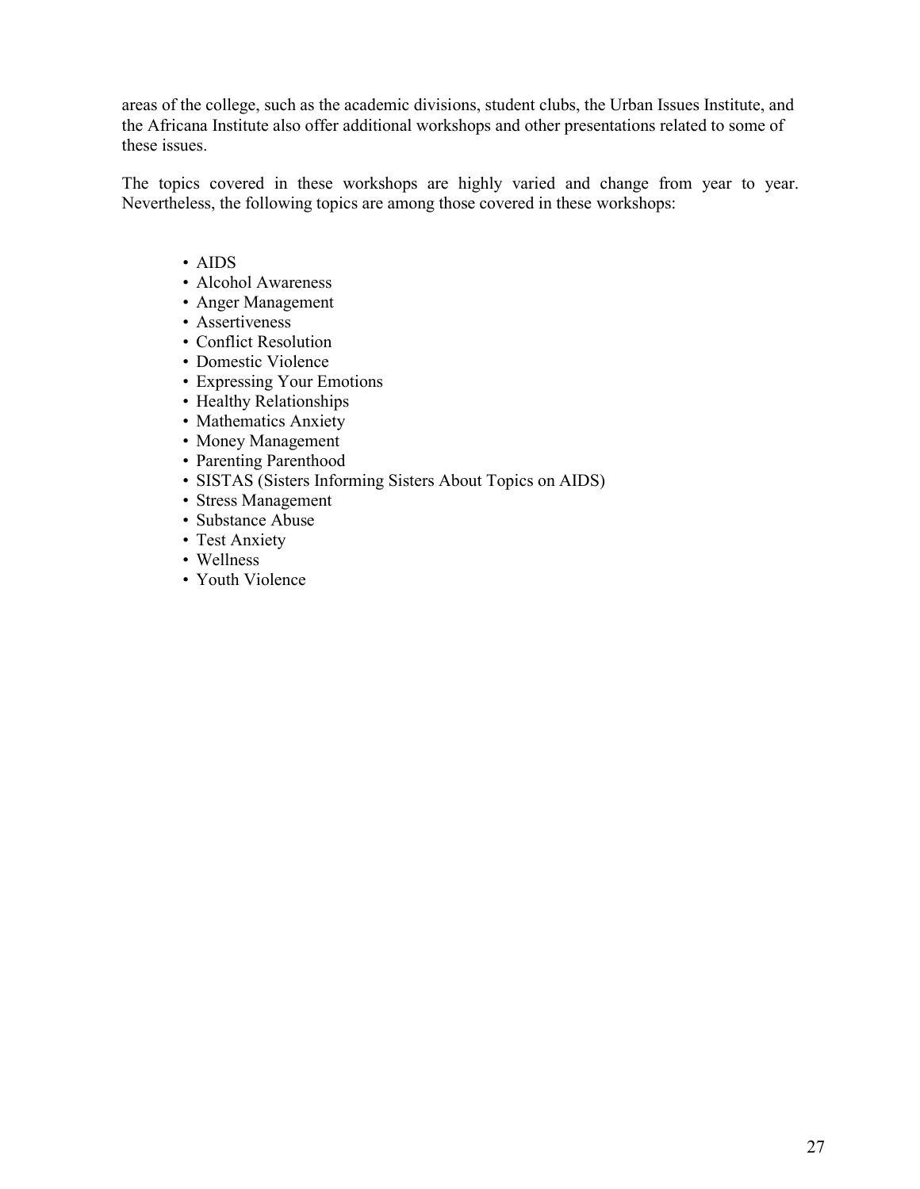areas of the college, such as the academic divisions, student clubs, the Urban Issues Institute, and the Africana Institute also offer additional workshops and other presentations related to some of these issues.

The topics covered in these workshops are highly varied and change from year to year. Nevertheless, the following topics are among those covered in these workshops:

- AIDS
- Alcohol Awareness
- Anger Management
- Assertiveness
- Conflict Resolution
- Domestic Violence
- Expressing Your Emotions
- Healthy Relationships
- Mathematics Anxiety
- Money Management
- Parenting Parenthood
- SISTAS (Sisters Informing Sisters About Topics on AIDS)
- Stress Management
- Substance Abuse
- Test Anxiety
- Wellness
- Youth Violence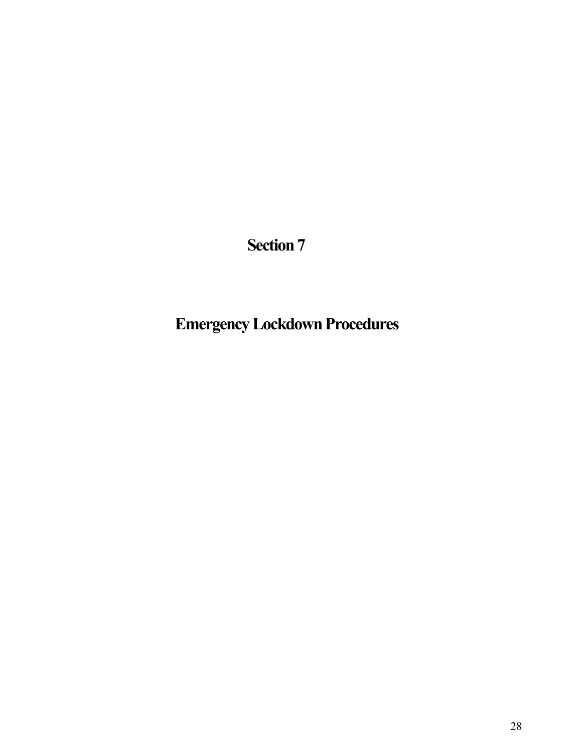# Section 7

# Emergency Lockdown Procedures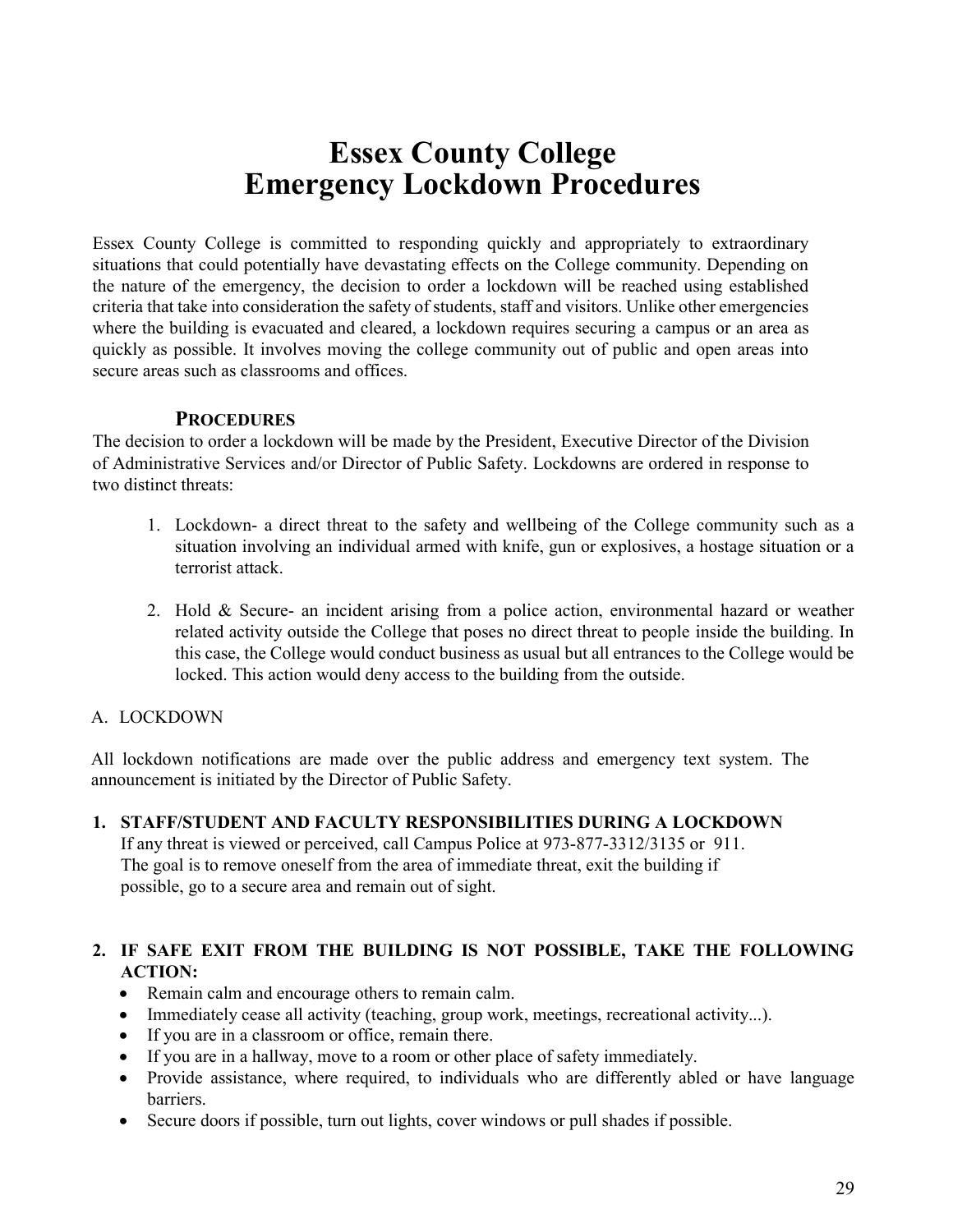# Essex County College
# Emergency Lockdown Procedures

Essex County College is committed to responding quickly and appropriately to extraordinary situations that could potentially have devastating effects on the College community. Depending on the nature of the emergency, the decision to order a lockdown will be reached using established criteria that take into consideration the safety of students, staff and visitors. Unlike other emergencies where the building is evacuated and cleared, a lockdown requires securing a campus or an area as quickly as possible. It involves moving the college community out of public and open areas into secure areas such as classrooms and offices.

## PROCEDURES

The decision to order a lockdown will be made by the President, Executive Director of the Division of Administrative Services and/or Director of Public Safety. Lockdowns are ordered in response to two distinct threats:

1. Lockdown- a direct threat to the safety and wellbeing of the College community such as a situation involving an individual armed with knife, gun or explosives, a hostage situation or a terrorist attack.

2. Hold & Secure- an incident arising from a police action, environmental hazard or weather related activity outside the College that poses no direct threat to people inside the building. In this case, the College would conduct business as usual but all entrances to the College would be locked. This action would deny access to the building from the outside.

A. LOCKDOWN

All lockdown notifications are made over the public address and emergency text system. The announcement is initiated by the Director of Public Safety.

**1. STAFF/STUDENT AND FACULTY RESPONSIBILITIES DURING A LOCKDOWN**

If any threat is viewed or perceived, call Campus Police at 973-877-3312/3135 or 911.
The goal is to remove oneself from the area of immediate threat, exit the building if possible, go to a secure area and remain out of sight.

**2. IF SAFE EXIT FROM THE BUILDING IS NOT POSSIBLE, TAKE THE FOLLOWING ACTION:**

- Remain calm and encourage others to remain calm.
- Immediately cease all activity (teaching, group work, meetings, recreational activity...).
- If you are in a classroom or office, remain there.
- If you are in a hallway, move to a room or other place of safety immediately.
- Provide assistance, where required, to individuals who are differently abled or have language barriers.
- Secure doors if possible, turn out lights, cover windows or pull shades if possible.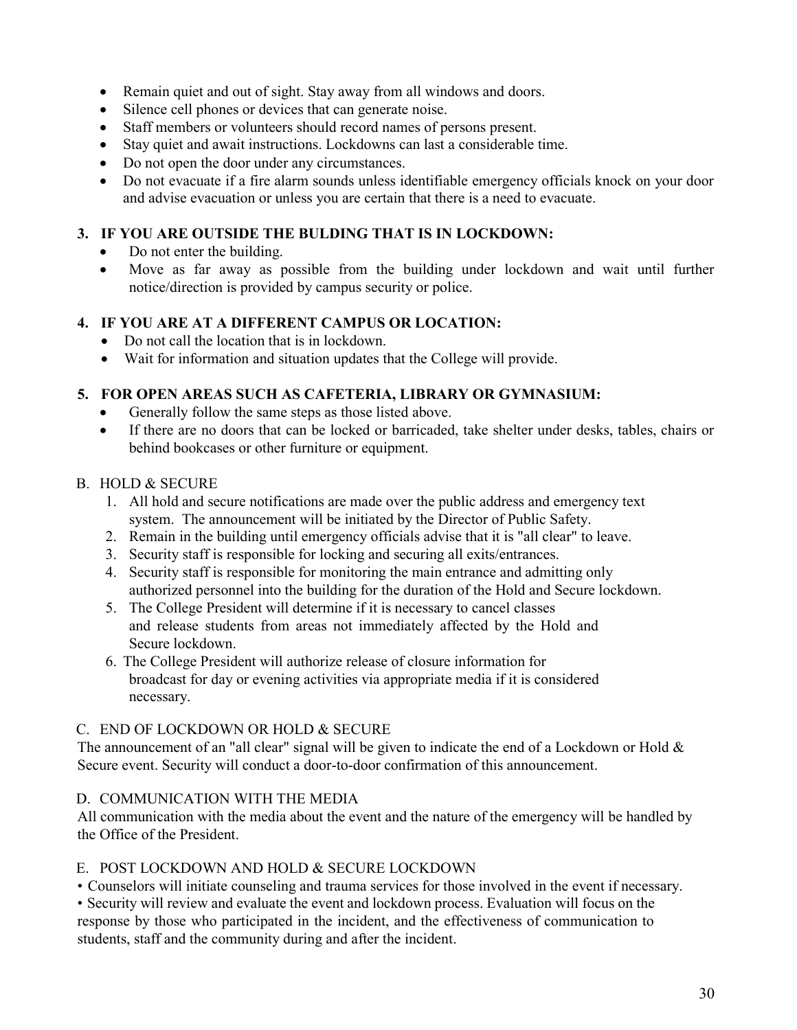- Remain quiet and out of sight. Stay away from all windows and doors.
- Silence cell phones or devices that can generate noise.
- Staff members or volunteers should record names of persons present.
- Stay quiet and await instructions. Lockdowns can last a considerable time.
- Do not open the door under any circumstances.
- Do not evacuate if a fire alarm sounds unless identifiable emergency officials knock on your door and advise evacuation or unless you are certain that there is a need to evacuate.

**3. IF YOU ARE OUTSIDE THE BULDING THAT IS IN LOCKDOWN:**

- Do not enter the building.
- Move as far away as possible from the building under lockdown and wait until further notice/direction is provided by campus security or police.

**4. IF YOU ARE AT A DIFFERENT CAMPUS OR LOCATION:**

- Do not call the location that is in lockdown.
- Wait for information and situation updates that the College will provide.

**5. FOR OPEN AREAS SUCH AS CAFETERIA, LIBRARY OR GYMNASIUM:**

- Generally follow the same steps as those listed above.
- If there are no doors that can be locked or barricaded, take shelter under desks, tables, chairs or behind bookcases or other furniture or equipment.

B. HOLD & SECURE

1. All hold and secure notifications are made over the public address and emergency text system. The announcement will be initiated by the Director of Public Safety.
2. Remain in the building until emergency officials advise that it is "all clear" to leave.
3. Security staff is responsible for locking and securing all exits/entrances.
4. Security staff is responsible for monitoring the main entrance and admitting only authorized personnel into the building for the duration of the Hold and Secure lockdown.
5. The College President will determine if it is necessary to cancel classes and release students from areas not immediately affected by the Hold and Secure lockdown.
6. The College President will authorize release of closure information for broadcast for day or evening activities via appropriate media if it is considered necessary.

C. END OF LOCKDOWN OR HOLD & SECURE

The announcement of an "all clear" signal will be given to indicate the end of a Lockdown or Hold & Secure event. Security will conduct a door-to-door confirmation of this announcement.

D. COMMUNICATION WITH THE MEDIA

All communication with the media about the event and the nature of the emergency will be handled by the Office of the President.

E. POST LOCKDOWN AND HOLD & SECURE LOCKDOWN

• Counselors will initiate counseling and trauma services for those involved in the event if necessary.

• Security will review and evaluate the event and lockdown process. Evaluation will focus on the response by those who participated in the incident, and the effectiveness of communication to students, staff and the community during and after the incident.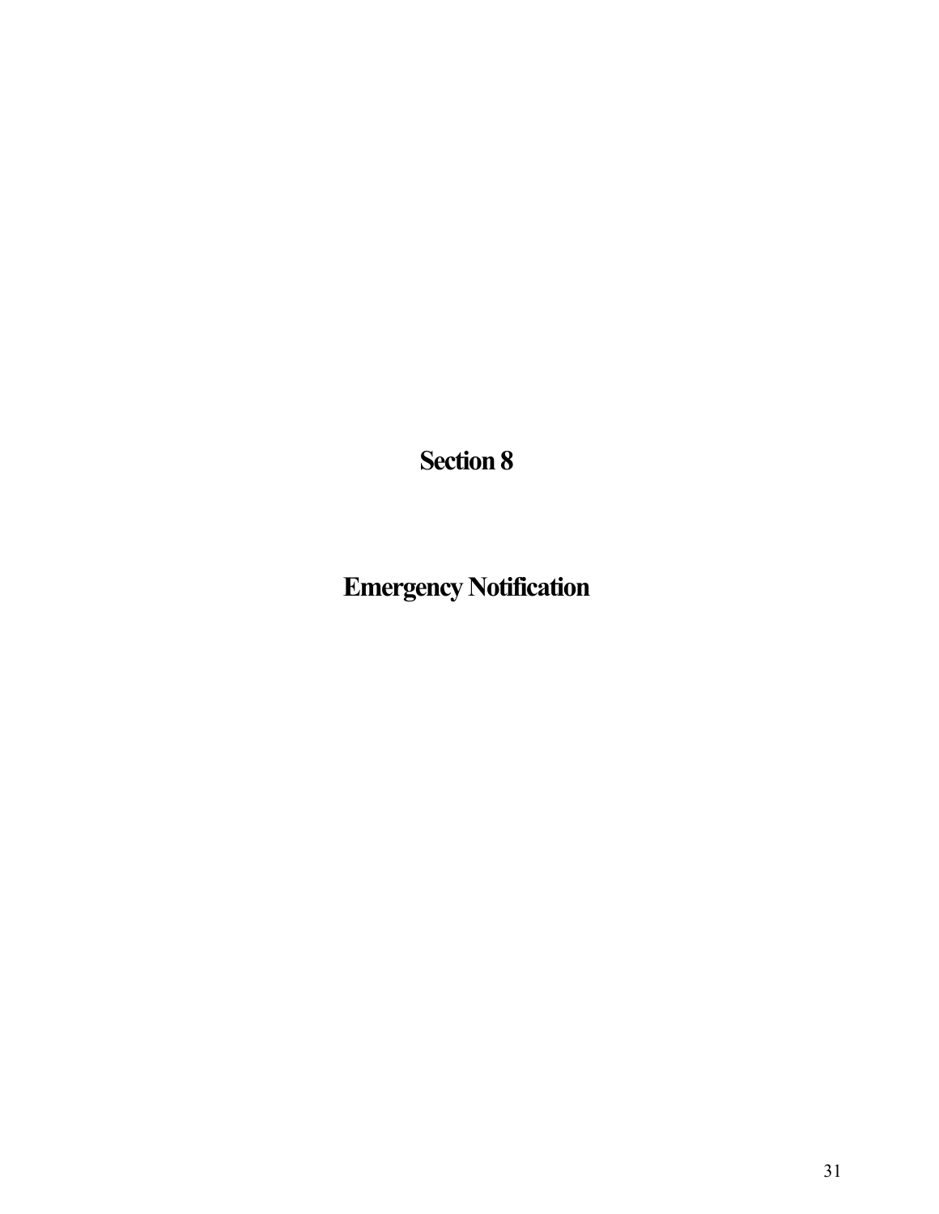# Section 8

# Emergency Notification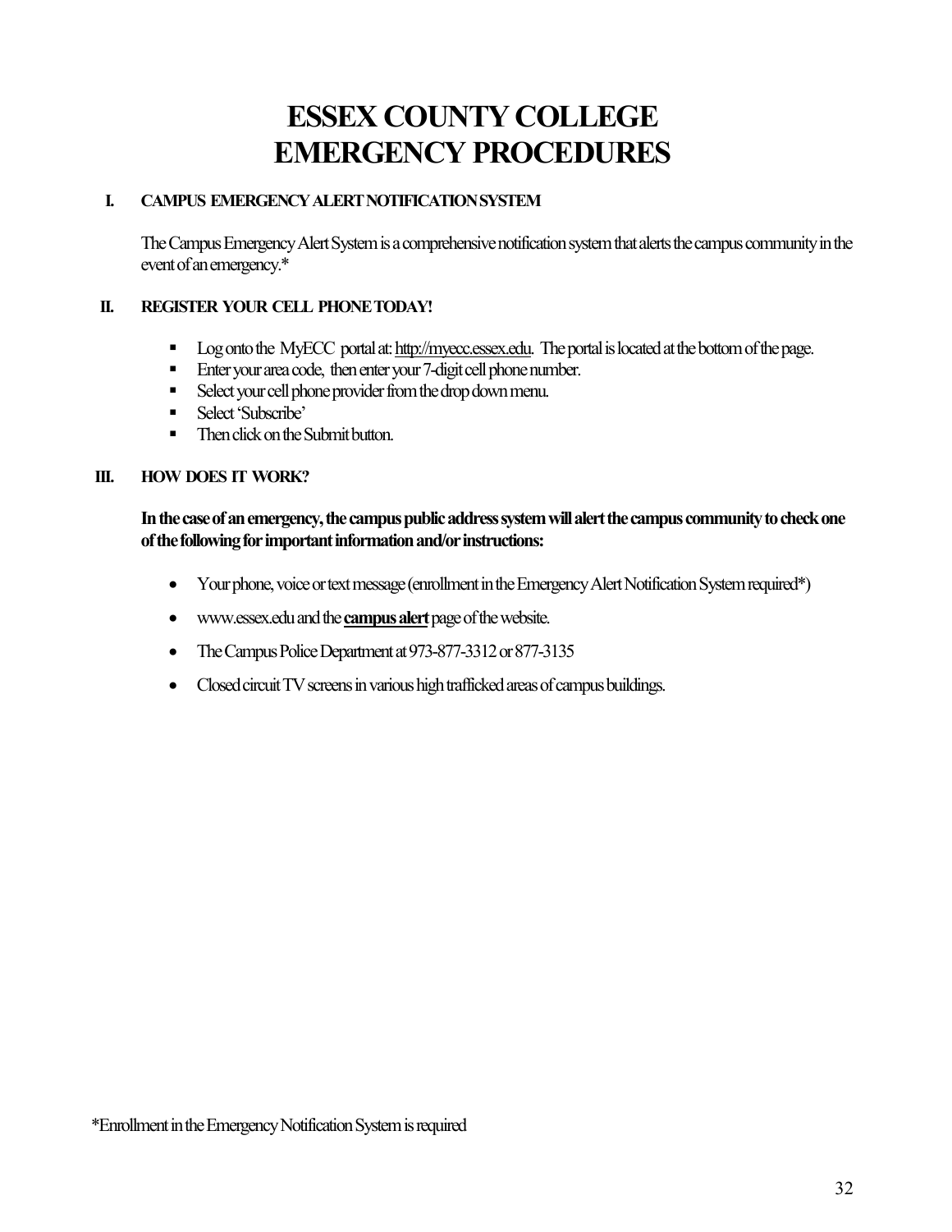# ESSEX COUNTY COLLEGE
# EMERGENCY PROCEDURES

## I. CAMPUS EMERGENCY ALERT NOTIFICATION SYSTEM

The Campus Emergency Alert System is a comprehensive notification system that alerts the campus community in the event of an emergency.*

## II. REGISTER YOUR CELL PHONE TODAY!

- Log onto the MyECC portal at: http://myecc.essex.edu. The portal is located at the bottom of the page.
- Enter your area code, then enter your 7-digit cell phone number.
- Select your cell phone provider from the drop down menu.
- Select 'Subscribe'
- Then click on the Submit button.

## III. HOW DOES IT WORK?

**In the case of an emergency, the campus public address system will alert the campus community to check one of the following for important information and/or instructions:**

- Your phone, voice or text message (enrollment in the Emergency Alert Notification System required*)
- www.essex.edu and the **campus alert** page of the website.
- The Campus Police Department at 973-877-3312 or 877-3135
- Closed circuit TV screens in various high trafficked areas of campus buildings.

*Enrollment in the Emergency Notification System is required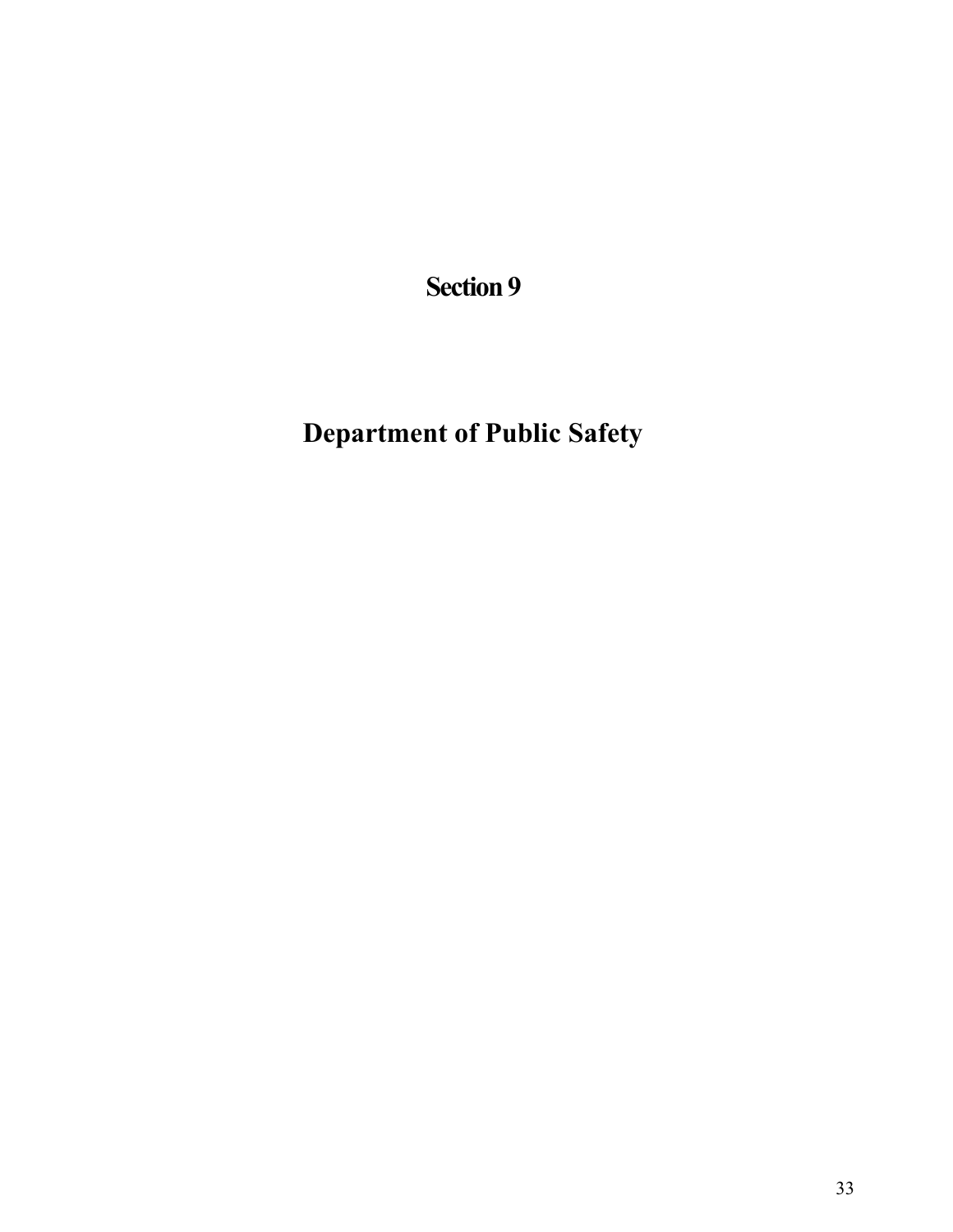# Section 9

# Department of Public Safety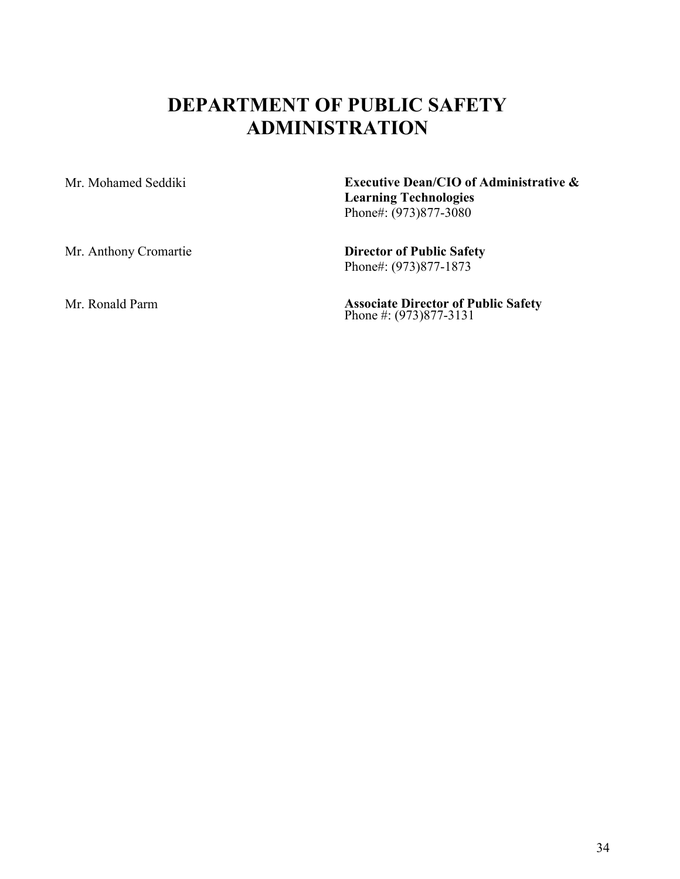# DEPARTMENT OF PUBLIC SAFETY ADMINISTRATION

Mr. Mohamed Seddiki

**Executive Dean/CIO of Administrative & Learning Technologies**
Phone#: (973)877-3080

Mr. Anthony Cromartie

**Director of Public Safety**
Phone#: (973)877-1873

Mr. Ronald Parm

**Associate Director of Public Safety**
Phone #: (973)877-3131